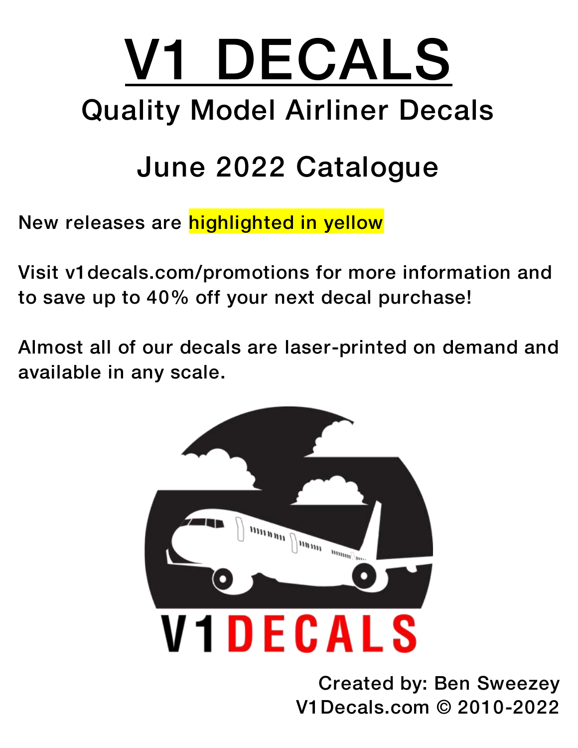# V1 DECALS

## Quality Model Airliner Decals

## June 2022 Catalogue

New releases are highlighted in yellow

Visit v1decals.com/promotions for more information and to save up to 40% off your next decal purchase!

Almost all of our decals are laser-printed on demand and available in any scale.

V1 DECALS

Created by: Ben Sweezey
V1Decals.com © 2010-2022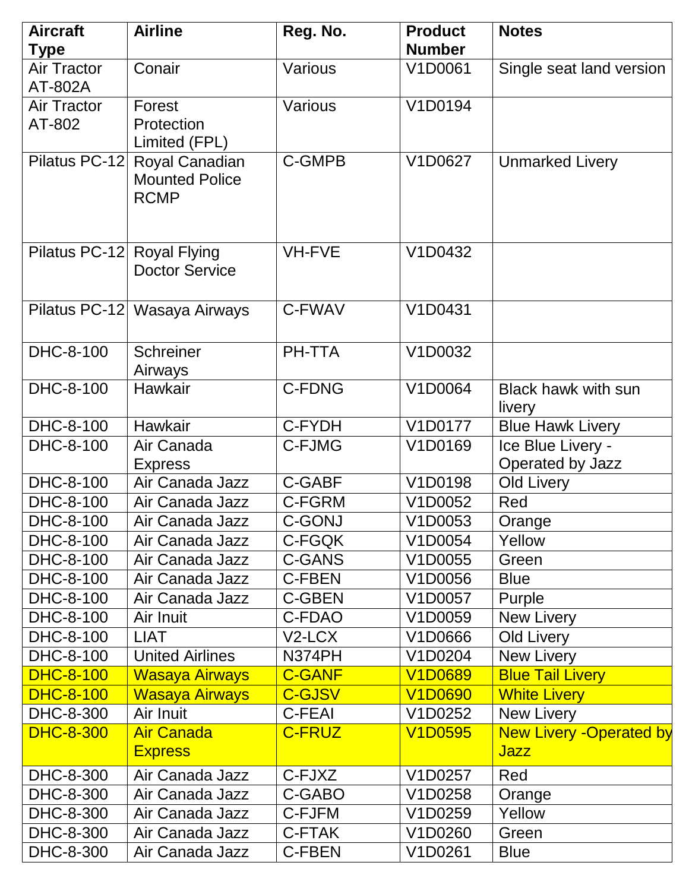| Aircraft Type | Airline | Reg. No. | Product Number | Notes |
|---|---|---|---|---|
| Air Tractor AT-802A | Conair | Various | V1D0061 | Single seat land version |
| Air Tractor AT-802 | Forest Protection Limited (FPL) | Various | V1D0194 | |
| Pilatus PC-12 | Royal Canadian Mounted Police RCMP | C-GMPB | V1D0627 | Unmarked Livery |
| Pilatus PC-12 | Royal Flying Doctor Service | VH-FVE | V1D0432 | |
| Pilatus PC-12 | Wasaya Airways | C-FWAV | V1D0431 | |
| DHC-8-100 | Schreiner Airways | PH-TTA | V1D0032 | |
| DHC-8-100 | Hawkair | C-FDNG | V1D0064 | Black hawk with sun livery |
| DHC-8-100 | Hawkair | C-FYDH | V1D0177 | Blue Hawk Livery |
| DHC-8-100 | Air Canada Express | C-FJMG | V1D0169 | Ice Blue Livery - Operated by Jazz |
| DHC-8-100 | Air Canada Jazz | C-GABF | V1D0198 | Old Livery |
| DHC-8-100 | Air Canada Jazz | C-FGRM | V1D0052 | Red |
| DHC-8-100 | Air Canada Jazz | C-GONJ | V1D0053 | Orange |
| DHC-8-100 | Air Canada Jazz | C-FGQK | V1D0054 | Yellow |
| DHC-8-100 | Air Canada Jazz | C-GANS | V1D0055 | Green |
| DHC-8-100 | Air Canada Jazz | C-FBEN | V1D0056 | Blue |
| DHC-8-100 | Air Canada Jazz | C-GBEN | V1D0057 | Purple |
| DHC-8-100 | Air Inuit | C-FDAO | V1D0059 | New Livery |
| DHC-8-100 | LIAT | V2-LCX | V1D0666 | Old Livery |
| DHC-8-100 | United Airlines | N374PH | V1D0204 | New Livery |
| DHC-8-100 | Wasaya Airways | C-GANF | V1D0689 | Blue Tail Livery |
| DHC-8-100 | Wasaya Airways | C-GJSV | V1D0690 | White Livery |
| DHC-8-300 | Air Inuit | C-FEAI | V1D0252 | New Livery |
| DHC-8-300 | Air Canada Express | C-FRUZ | V1D0595 | New Livery -Operated by Jazz |
| DHC-8-300 | Air Canada Jazz | C-FJXZ | V1D0257 | Red |
| DHC-8-300 | Air Canada Jazz | C-GABO | V1D0258 | Orange |
| DHC-8-300 | Air Canada Jazz | C-FJFM | V1D0259 | Yellow |
| DHC-8-300 | Air Canada Jazz | C-FTAK | V1D0260 | Green |
| DHC-8-300 | Air Canada Jazz | C-FBEN | V1D0261 | Blue |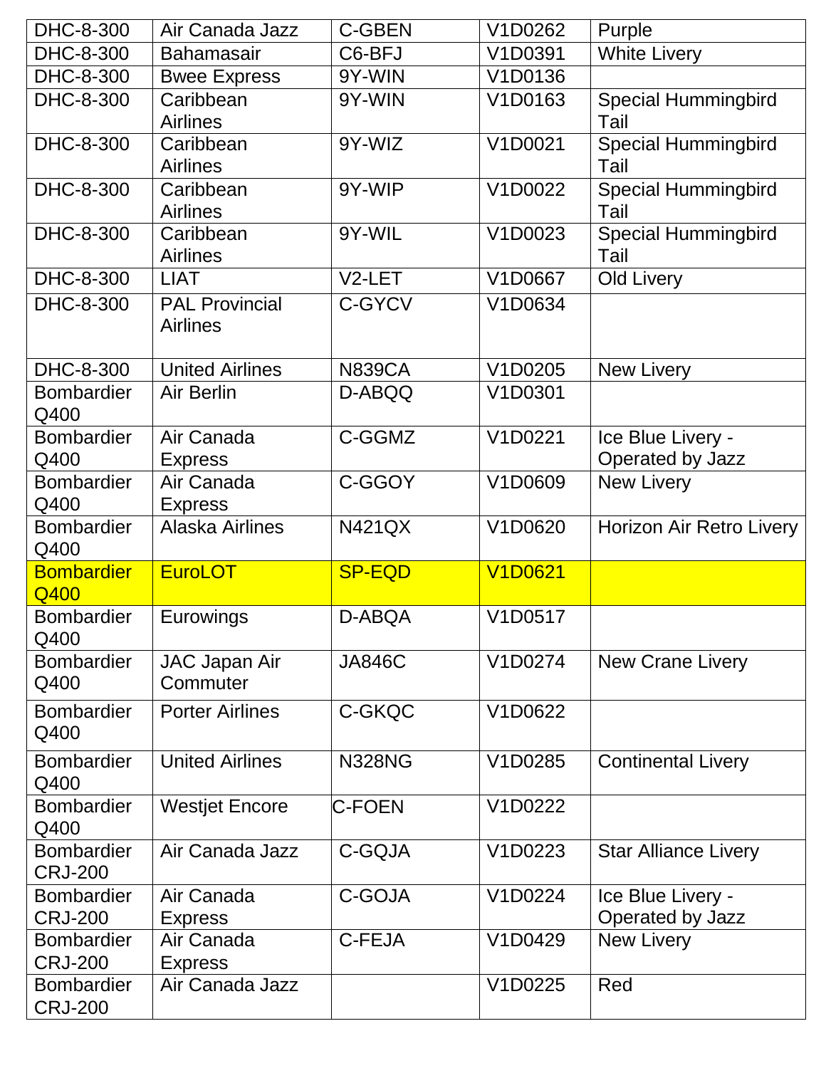| | | | | |
|---|---|---|---|---|
| DHC-8-300 | Air Canada Jazz | C-GBEN | V1D0262 | Purple |
| DHC-8-300 | Bahamasair | C6-BFJ | V1D0391 | White Livery |
| DHC-8-300 | Bwee Express | 9Y-WIN | V1D0136 | |
| DHC-8-300 | Caribbean Airlines | 9Y-WIN | V1D0163 | Special Hummingbird Tail |
| DHC-8-300 | Caribbean Airlines | 9Y-WIZ | V1D0021 | Special Hummingbird Tail |
| DHC-8-300 | Caribbean Airlines | 9Y-WIP | V1D0022 | Special Hummingbird Tail |
| DHC-8-300 | Caribbean Airlines | 9Y-WIL | V1D0023 | Special Hummingbird Tail |
| DHC-8-300 | LIAT | V2-LET | V1D0667 | Old Livery |
| DHC-8-300 | PAL Provincial Airlines | C-GYCV | V1D0634 | |
| DHC-8-300 | United Airlines | N839CA | V1D0205 | New Livery |
| Bombardier Q400 | Air Berlin | D-ABQQ | V1D0301 | |
| Bombardier Q400 | Air Canada Express | C-GGMZ | V1D0221 | Ice Blue Livery - Operated by Jazz |
| Bombardier Q400 | Air Canada Express | C-GGOY | V1D0609 | New Livery |
| Bombardier Q400 | Alaska Airlines | N421QX | V1D0620 | Horizon Air Retro Livery |
| Bombardier Q400 | EuroLOT | SP-EQD | V1D0621 | |
| Bombardier Q400 | Eurowings | D-ABQA | V1D0517 | |
| Bombardier Q400 | JAC Japan Air Commuter | JA846C | V1D0274 | New Crane Livery |
| Bombardier Q400 | Porter Airlines | C-GKQC | V1D0622 | |
| Bombardier Q400 | United Airlines | N328NG | V1D0285 | Continental Livery |
| Bombardier Q400 | Westjet Encore | C-FOEN | V1D0222 | |
| Bombardier CRJ-200 | Air Canada Jazz | C-GQJA | V1D0223 | Star Alliance Livery |
| Bombardier CRJ-200 | Air Canada Express | C-GOJA | V1D0224 | Ice Blue Livery - Operated by Jazz |
| Bombardier CRJ-200 | Air Canada Express | C-FEJA | V1D0429 | New Livery |
| Bombardier CRJ-200 | Air Canada Jazz | | V1D0225 | Red |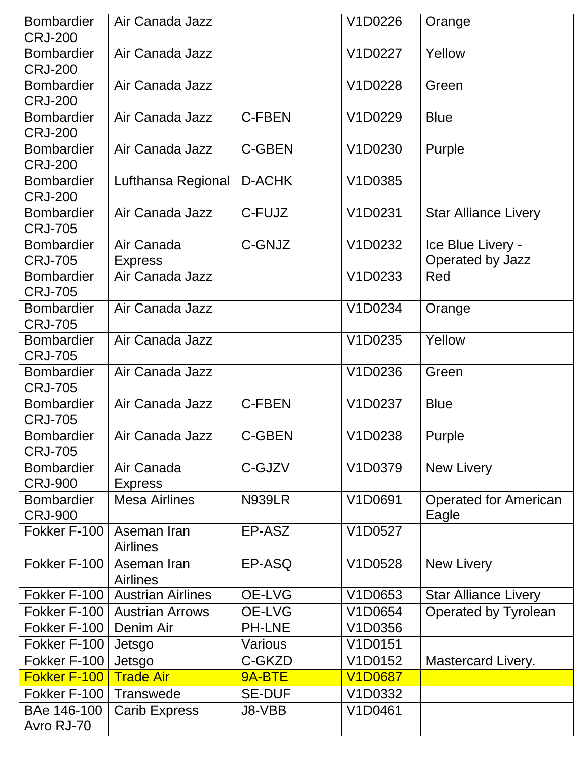| | | | | |
|---|---|---|---|---|
| Bombardier CRJ-200 | Air Canada Jazz | | V1D0226 | Orange |
| Bombardier CRJ-200 | Air Canada Jazz | | V1D0227 | Yellow |
| Bombardier CRJ-200 | Air Canada Jazz | | V1D0228 | Green |
| Bombardier CRJ-200 | Air Canada Jazz | C-FBEN | V1D0229 | Blue |
| Bombardier CRJ-200 | Air Canada Jazz | C-GBEN | V1D0230 | Purple |
| Bombardier CRJ-200 | Lufthansa Regional | D-ACHK | V1D0385 | |
| Bombardier CRJ-705 | Air Canada Jazz | C-FUJZ | V1D0231 | Star Alliance Livery |
| Bombardier CRJ-705 | Air Canada Express | C-GNJZ | V1D0232 | Ice Blue Livery - Operated by Jazz |
| Bombardier CRJ-705 | Air Canada Jazz | | V1D0233 | Red |
| Bombardier CRJ-705 | Air Canada Jazz | | V1D0234 | Orange |
| Bombardier CRJ-705 | Air Canada Jazz | | V1D0235 | Yellow |
| Bombardier CRJ-705 | Air Canada Jazz | | V1D0236 | Green |
| Bombardier CRJ-705 | Air Canada Jazz | C-FBEN | V1D0237 | Blue |
| Bombardier CRJ-705 | Air Canada Jazz | C-GBEN | V1D0238 | Purple |
| Bombardier CRJ-900 | Air Canada Express | C-GJZV | V1D0379 | New Livery |
| Bombardier CRJ-900 | Mesa Airlines | N939LR | V1D0691 | Operated for American Eagle |
| Fokker F-100 | Aseman Iran Airlines | EP-ASZ | V1D0527 | |
| Fokker F-100 | Aseman Iran Airlines | EP-ASQ | V1D0528 | New Livery |
| Fokker F-100 | Austrian Airlines | OE-LVG | V1D0653 | Star Alliance Livery |
| Fokker F-100 | Austrian Arrows | OE-LVG | V1D0654 | Operated by Tyrolean |
| Fokker F-100 | Denim Air | PH-LNE | V1D0356 | |
| Fokker F-100 | Jetsgo | Various | V1D0151 | |
| Fokker F-100 | Jetsgo | C-GKZD | V1D0152 | Mastercard Livery. |
| Fokker F-100 | Trade Air | 9A-BTE | V1D0687 | |
| Fokker F-100 | Transwede | SE-DUF | V1D0332 | |
| BAe 146-100 Avro RJ-70 | Carib Express | J8-VBB | V1D0461 | |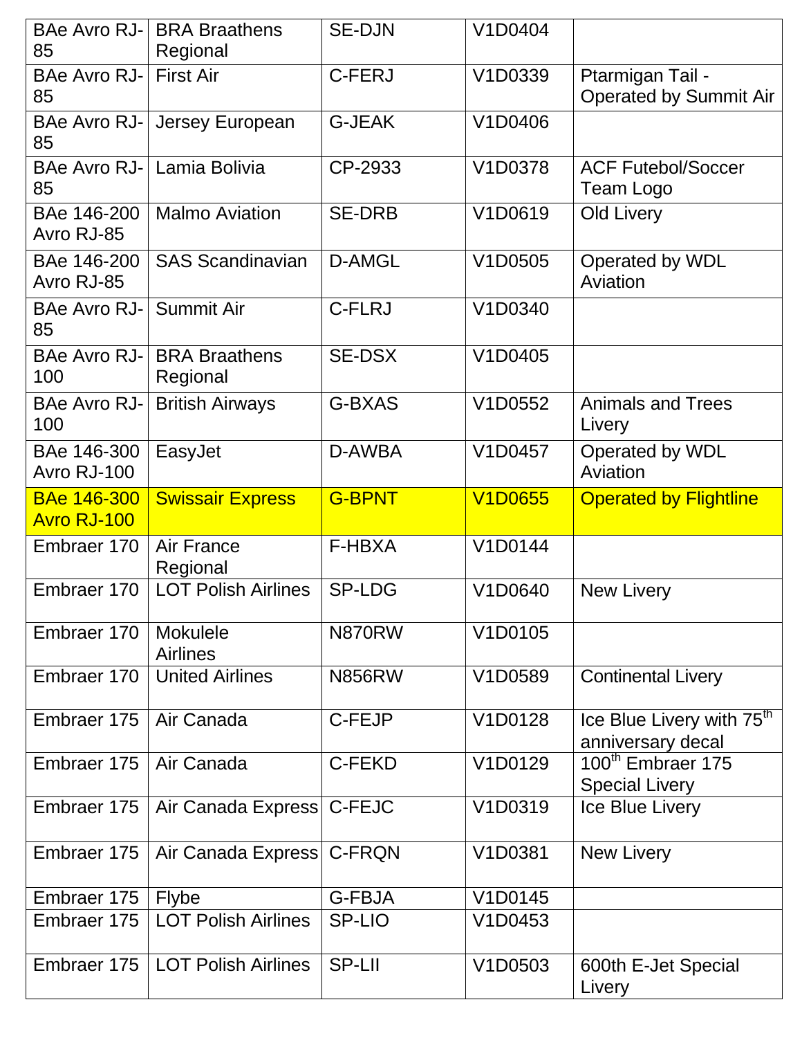| BAe Avro RJ-85 | BRA Braathens Regional | SE-DJN | V1D0404 | |
|---|---|---|---|---|
| BAe Avro RJ-85 | First Air | C-FERJ | V1D0339 | Ptarmigan Tail - Operated by Summit Air |
| BAe Avro RJ-85 | Jersey European | G-JEAK | V1D0406 | |
| BAe Avro RJ-85 | Lamia Bolivia | CP-2933 | V1D0378 | ACF Futebol/Soccer Team Logo |
| BAe 146-200 Avro RJ-85 | Malmo Aviation | SE-DRB | V1D0619 | Old Livery |
| BAe 146-200 Avro RJ-85 | SAS Scandinavian | D-AMGL | V1D0505 | Operated by WDL Aviation |
| BAe Avro RJ-85 | Summit Air | C-FLRJ | V1D0340 | |
| BAe Avro RJ-100 | BRA Braathens Regional | SE-DSX | V1D0405 | |
| BAe Avro RJ-100 | British Airways | G-BXAS | V1D0552 | Animals and Trees Livery |
| BAe 146-300 Avro RJ-100 | EasyJet | D-AWBA | V1D0457 | Operated by WDL Aviation |
| BAe 146-300 Avro RJ-100 | Swissair Express | G-BPNT | V1D0655 | Operated by Flightline |
| Embraer 170 | Air France Regional | F-HBXA | V1D0144 | |
| Embraer 170 | LOT Polish Airlines | SP-LDG | V1D0640 | New Livery |
| Embraer 170 | Mokulele Airlines | N870RW | V1D0105 | |
| Embraer 170 | United Airlines | N856RW | V1D0589 | Continental Livery |
| Embraer 175 | Air Canada | C-FEJP | V1D0128 | Ice Blue Livery with 75th anniversary decal |
| Embraer 175 | Air Canada | C-FEKD | V1D0129 | 100th Embraer 175 Special Livery |
| Embraer 175 | Air Canada Express | C-FEJC | V1D0319 | Ice Blue Livery |
| Embraer 175 | Air Canada Express | C-FRQN | V1D0381 | New Livery |
| Embraer 175 | Flybe | G-FBJA | V1D0145 | |
| Embraer 175 | LOT Polish Airlines | SP-LIO | V1D0453 | |
| Embraer 175 | LOT Polish Airlines | SP-LII | V1D0503 | 600th E-Jet Special Livery |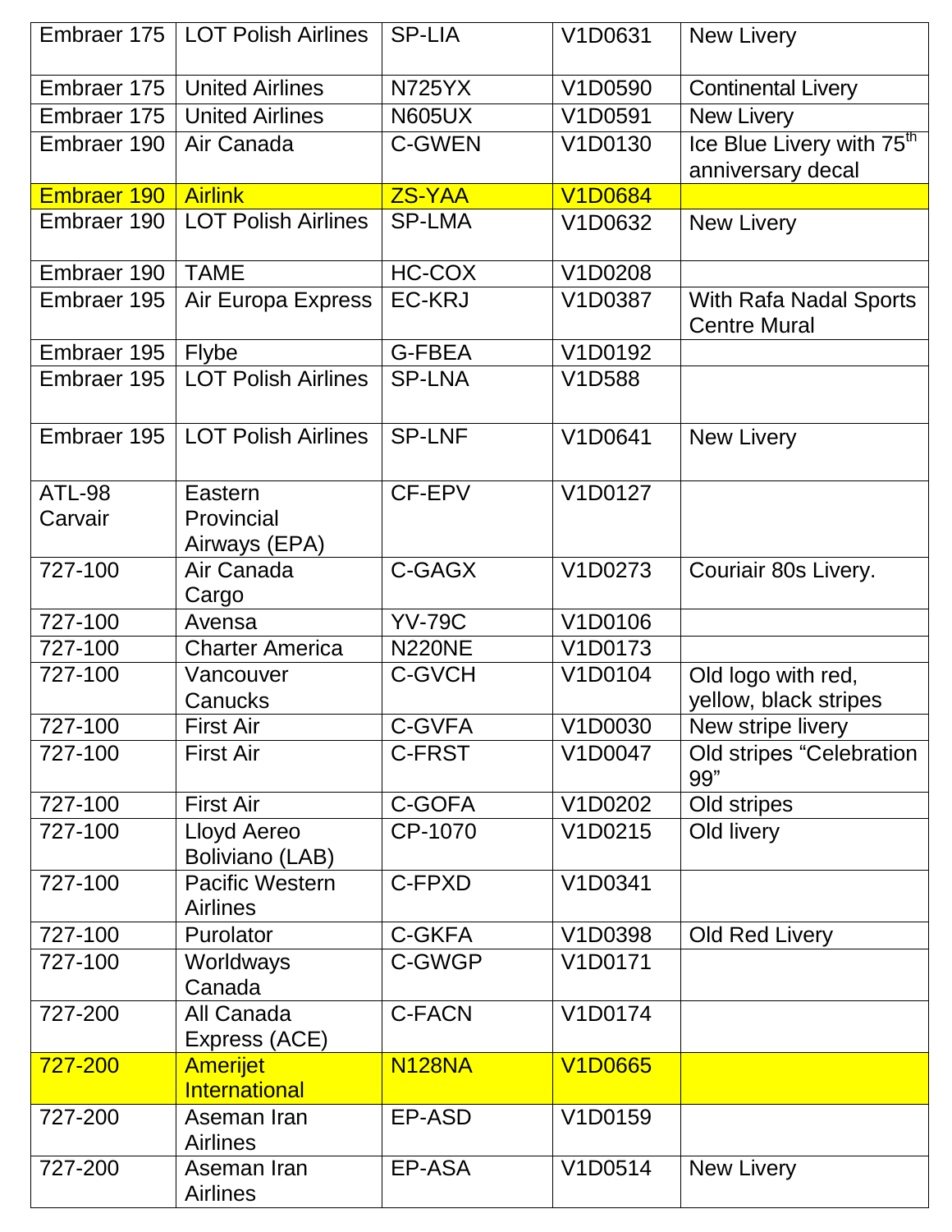| | | | | |
|---|---|---|---|---|
| Embraer 175 | LOT Polish Airlines | SP-LIA | V1D0631 | New Livery |
| Embraer 175 | United Airlines | N725YX | V1D0590 | Continental Livery |
| Embraer 175 | United Airlines | N605UX | V1D0591 | New Livery |
| Embraer 190 | Air Canada | C-GWEN | V1D0130 | Ice Blue Livery with 75th anniversary decal |
| Embraer 190 | Airlink | ZS-YAA | V1D0684 | |
| Embraer 190 | LOT Polish Airlines | SP-LMA | V1D0632 | New Livery |
| Embraer 190 | TAME | HC-COX | V1D0208 | |
| Embraer 195 | Air Europa Express | EC-KRJ | V1D0387 | With Rafa Nadal Sports Centre Mural |
| Embraer 195 | Flybe | G-FBEA | V1D0192 | |
| Embraer 195 | LOT Polish Airlines | SP-LNA | V1D588 | |
| Embraer 195 | LOT Polish Airlines | SP-LNF | V1D0641 | New Livery |
| ATL-98 Carvair | Eastern Provincial Airways (EPA) | CF-EPV | V1D0127 | |
| 727-100 | Air Canada Cargo | C-GAGX | V1D0273 | Couriair 80s Livery. |
| 727-100 | Avensa | YV-79C | V1D0106 | |
| 727-100 | Charter America | N220NE | V1D0173 | |
| 727-100 | Vancouver Canucks | C-GVCH | V1D0104 | Old logo with red, yellow, black stripes |
| 727-100 | First Air | C-GVFA | V1D0030 | New stripe livery |
| 727-100 | First Air | C-FRST | V1D0047 | Old stripes "Celebration 99" |
| 727-100 | First Air | C-GOFA | V1D0202 | Old stripes |
| 727-100 | Lloyd Aereo Boliviano (LAB) | CP-1070 | V1D0215 | Old livery |
| 727-100 | Pacific Western Airlines | C-FPXD | V1D0341 | |
| 727-100 | Purolator | C-GKFA | V1D0398 | Old Red Livery |
| 727-100 | Worldways Canada | C-GWGP | V1D0171 | |
| 727-200 | All Canada Express (ACE) | C-FACN | V1D0174 | |
| 727-200 | Amerijet International | N128NA | V1D0665 | |
| 727-200 | Aseman Iran Airlines | EP-ASD | V1D0159 | |
| 727-200 | Aseman Iran Airlines | EP-ASA | V1D0514 | New Livery |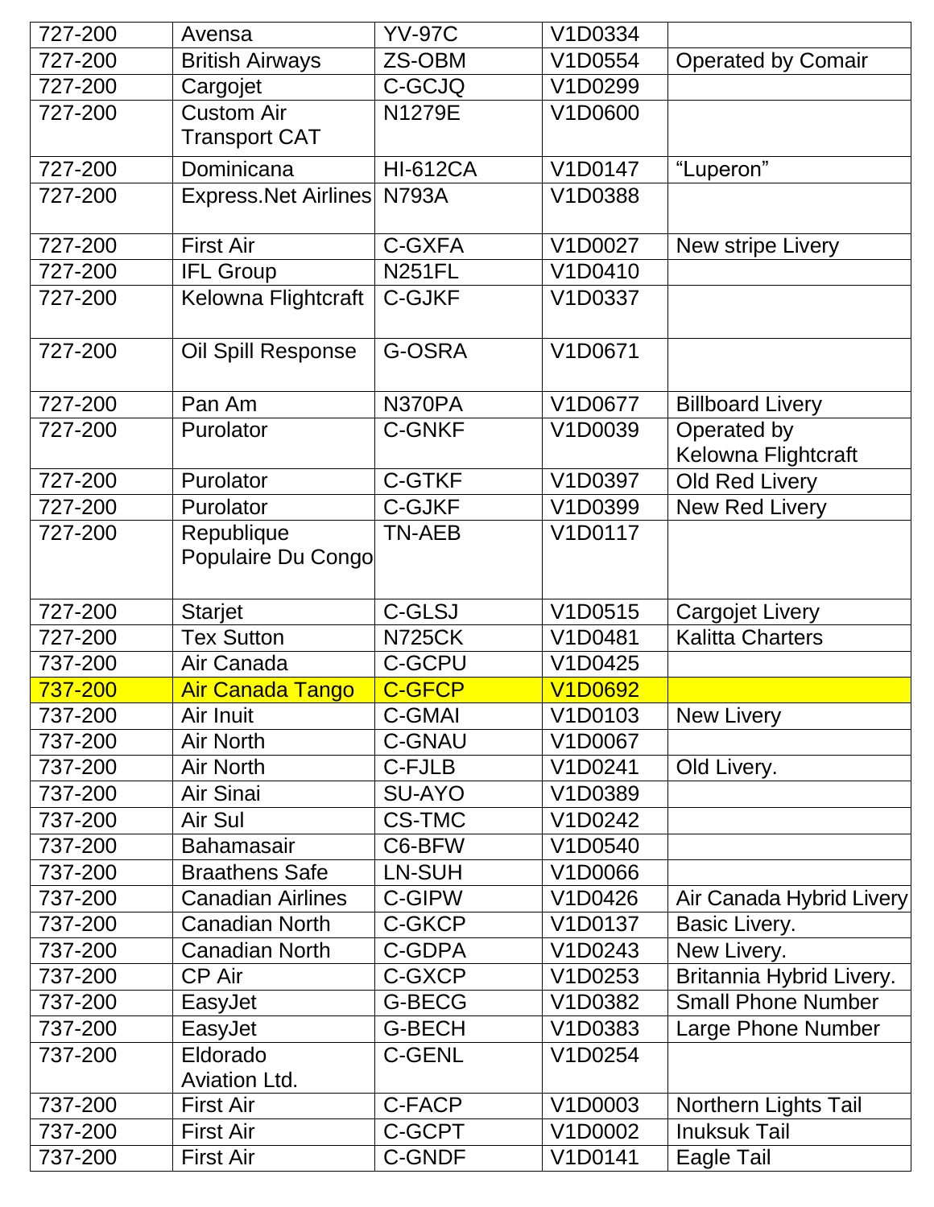| 727-200 | Avensa | YV-97C | V1D0334 | |
|---|---|---|---|---|
| 727-200 | British Airways | ZS-OBM | V1D0554 | Operated by Comair |
| 727-200 | Cargojet | C-GCJQ | V1D0299 | |
| 727-200 | Custom Air Transport CAT | N1279E | V1D0600 | |
| 727-200 | Dominicana | HI-612CA | V1D0147 | "Luperon" |
| 727-200 | Express.Net Airlines | N793A | V1D0388 | |
| 727-200 | First Air | C-GXFA | V1D0027 | New stripe Livery |
| 727-200 | IFL Group | N251FL | V1D0410 | |
| 727-200 | Kelowna Flightcraft | C-GJKF | V1D0337 | |
| 727-200 | Oil Spill Response | G-OSRA | V1D0671 | |
| 727-200 | Pan Am | N370PA | V1D0677 | Billboard Livery |
| 727-200 | Purolator | C-GNKF | V1D0039 | Operated by Kelowna Flightcraft |
| 727-200 | Purolator | C-GTKF | V1D0397 | Old Red Livery |
| 727-200 | Purolator | C-GJKF | V1D0399 | New Red Livery |
| 727-200 | Republique Populaire Du Congo | TN-AEB | V1D0117 | |
| 727-200 | Starjet | C-GLSJ | V1D0515 | Cargojet Livery |
| 727-200 | Tex Sutton | N725CK | V1D0481 | Kalitta Charters |
| 737-200 | Air Canada | C-GCPU | V1D0425 | |
| 737-200 | Air Canada Tango | C-GFCP | V1D0692 | |
| 737-200 | Air Inuit | C-GMAI | V1D0103 | New Livery |
| 737-200 | Air North | C-GNAU | V1D0067 | |
| 737-200 | Air North | C-FJLB | V1D0241 | Old Livery. |
| 737-200 | Air Sinai | SU-AYO | V1D0389 | |
| 737-200 | Air Sul | CS-TMC | V1D0242 | |
| 737-200 | Bahamasair | C6-BFW | V1D0540 | |
| 737-200 | Braathens Safe | LN-SUH | V1D0066 | |
| 737-200 | Canadian Airlines | C-GIPW | V1D0426 | Air Canada Hybrid Livery |
| 737-200 | Canadian North | C-GKCP | V1D0137 | Basic Livery. |
| 737-200 | Canadian North | C-GDPA | V1D0243 | New Livery. |
| 737-200 | CP Air | C-GXCP | V1D0253 | Britannia Hybrid Livery. |
| 737-200 | EasyJet | G-BECG | V1D0382 | Small Phone Number |
| 737-200 | EasyJet | G-BECH | V1D0383 | Large Phone Number |
| 737-200 | Eldorado Aviation Ltd. | C-GENL | V1D0254 | |
| 737-200 | First Air | C-FACP | V1D0003 | Northern Lights Tail |
| 737-200 | First Air | C-GCPT | V1D0002 | Inuksuk Tail |
| 737-200 | First Air | C-GNDF | V1D0141 | Eagle Tail |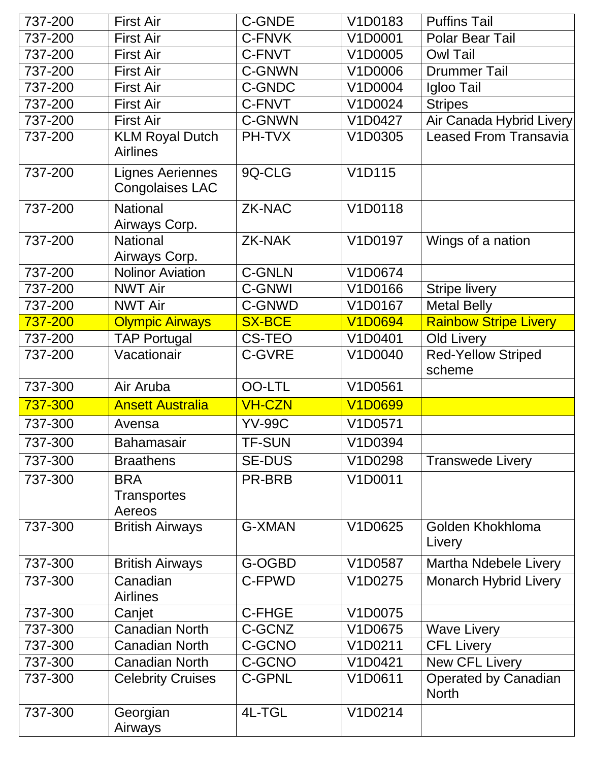| 737-200 | First Air | C-GNDE | V1D0183 | Puffins Tail |
|---|---|---|---|---|
| 737-200 | First Air | C-FNVK | V1D0001 | Polar Bear Tail |
| 737-200 | First Air | C-FNVT | V1D0005 | Owl Tail |
| 737-200 | First Air | C-GNWN | V1D0006 | Drummer Tail |
| 737-200 | First Air | C-GNDC | V1D0004 | Igloo Tail |
| 737-200 | First Air | C-FNVT | V1D0024 | Stripes |
| 737-200 | First Air | C-GNWN | V1D0427 | Air Canada Hybrid Livery |
| 737-200 | KLM Royal Dutch Airlines | PH-TVX | V1D0305 | Leased From Transavia |
| 737-200 | Lignes Aeriennes Congolaises LAC | 9Q-CLG | V1D115 | |
| 737-200 | National Airways Corp. | ZK-NAC | V1D0118 | |
| 737-200 | National Airways Corp. | ZK-NAK | V1D0197 | Wings of a nation |
| 737-200 | Nolinor Aviation | C-GNLN | V1D0674 | |
| 737-200 | NWT Air | C-GNWI | V1D0166 | Stripe livery |
| 737-200 | NWT Air | C-GNWD | V1D0167 | Metal Belly |
| 737-200 | Olympic Airways | SX-BCE | V1D0694 | Rainbow Stripe Livery |
| 737-200 | TAP Portugal | CS-TEO | V1D0401 | Old Livery |
| 737-200 | Vacationair | C-GVRE | V1D0040 | Red-Yellow Striped scheme |
| 737-300 | Air Aruba | OO-LTL | V1D0561 | |
| 737-300 | Ansett Australia | VH-CZN | V1D0699 | |
| 737-300 | Avensa | YV-99C | V1D0571 | |
| 737-300 | Bahamasair | TF-SUN | V1D0394 | |
| 737-300 | Braathens | SE-DUS | V1D0298 | Transwede Livery |
| 737-300 | BRA Transportes Aereos | PR-BRB | V1D0011 | |
| 737-300 | British Airways | G-XMAN | V1D0625 | Golden Khokhloma Livery |
| 737-300 | British Airways | G-OGBD | V1D0587 | Martha Ndebele Livery |
| 737-300 | Canadian Airlines | C-FPWD | V1D0275 | Monarch Hybrid Livery |
| 737-300 | Canjet | C-FHGE | V1D0075 | |
| 737-300 | Canadian North | C-GCNZ | V1D0675 | Wave Livery |
| 737-300 | Canadian North | C-GCNO | V1D0211 | CFL Livery |
| 737-300 | Canadian North | C-GCNO | V1D0421 | New CFL Livery |
| 737-300 | Celebrity Cruises | C-GPNL | V1D0611 | Operated by Canadian North |
| 737-300 | Georgian Airways | 4L-TGL | V1D0214 | |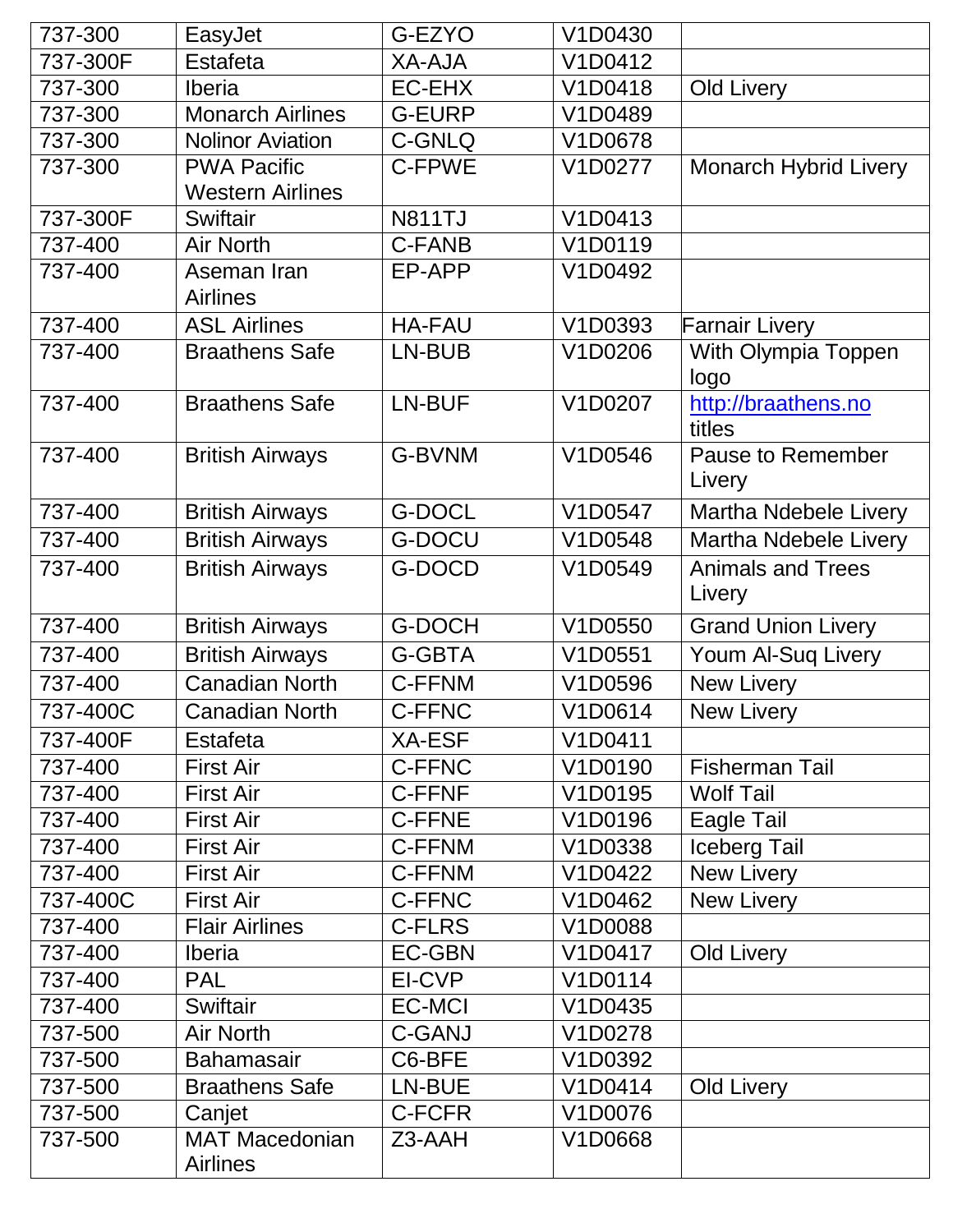| 737-300 | EasyJet | G-EZYO | V1D0430 | |
|---|---|---|---|---|
| 737-300F | Estafeta | XA-AJA | V1D0412 | |
| 737-300 | Iberia | EC-EHX | V1D0418 | Old Livery |
| 737-300 | Monarch Airlines | G-EURP | V1D0489 | |
| 737-300 | Nolinor Aviation | C-GNLQ | V1D0678 | |
| 737-300 | PWA Pacific Western Airlines | C-FPWE | V1D0277 | Monarch Hybrid Livery |
| 737-300F | Swiftair | N811TJ | V1D0413 | |
| 737-400 | Air North | C-FANB | V1D0119 | |
| 737-400 | Aseman Iran Airlines | EP-APP | V1D0492 | |
| 737-400 | ASL Airlines | HA-FAU | V1D0393 | Farnair Livery |
| 737-400 | Braathens Safe | LN-BUB | V1D0206 | With Olympia Toppen logo |
| 737-400 | Braathens Safe | LN-BUF | V1D0207 | http://braathens.no titles |
| 737-400 | British Airways | G-BVNM | V1D0546 | Pause to Remember Livery |
| 737-400 | British Airways | G-DOCL | V1D0547 | Martha Ndebele Livery |
| 737-400 | British Airways | G-DOCU | V1D0548 | Martha Ndebele Livery |
| 737-400 | British Airways | G-DOCD | V1D0549 | Animals and Trees Livery |
| 737-400 | British Airways | G-DOCH | V1D0550 | Grand Union Livery |
| 737-400 | British Airways | G-GBTA | V1D0551 | Youm Al-Suq Livery |
| 737-400 | Canadian North | C-FFNM | V1D0596 | New Livery |
| 737-400C | Canadian North | C-FFNC | V1D0614 | New Livery |
| 737-400F | Estafeta | XA-ESF | V1D0411 | |
| 737-400 | First Air | C-FFNC | V1D0190 | Fisherman Tail |
| 737-400 | First Air | C-FFNF | V1D0195 | Wolf Tail |
| 737-400 | First Air | C-FFNE | V1D0196 | Eagle Tail |
| 737-400 | First Air | C-FFNM | V1D0338 | Iceberg Tail |
| 737-400 | First Air | C-FFNM | V1D0422 | New Livery |
| 737-400C | First Air | C-FFNC | V1D0462 | New Livery |
| 737-400 | Flair Airlines | C-FLRS | V1D0088 | |
| 737-400 | Iberia | EC-GBN | V1D0417 | Old Livery |
| 737-400 | PAL | EI-CVP | V1D0114 | |
| 737-400 | Swiftair | EC-MCI | V1D0435 | |
| 737-500 | Air North | C-GANJ | V1D0278 | |
| 737-500 | Bahamasair | C6-BFE | V1D0392 | |
| 737-500 | Braathens Safe | LN-BUE | V1D0414 | Old Livery |
| 737-500 | Canjet | C-FCFR | V1D0076 | |
| 737-500 | MAT Macedonian Airlines | Z3-AAH | V1D0668 | |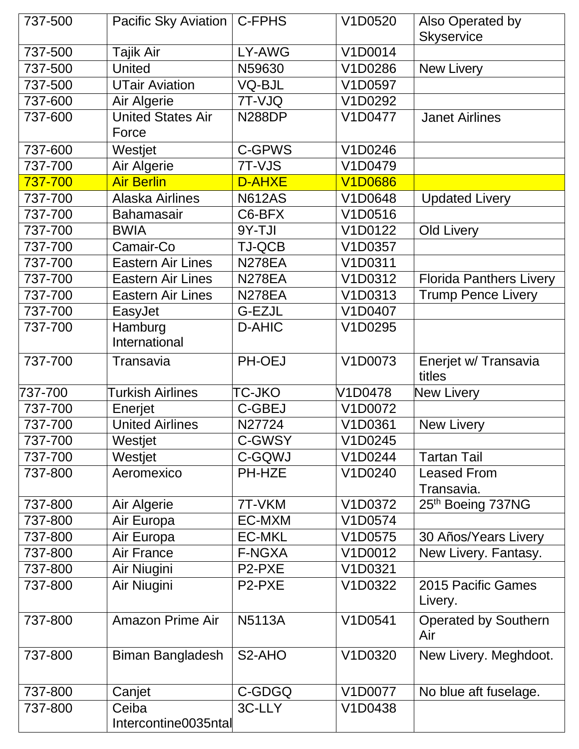| 737-500 | Pacific Sky Aviation | C-FPHS | V1D0520 | Also Operated by Skyservice |
|---|---|---|---|---|
| 737-500 | Tajik Air | LY-AWG | V1D0014 | |
| 737-500 | United | N59630 | V1D0286 | New Livery |
| 737-500 | UTair Aviation | VQ-BJL | V1D0597 | |
| 737-600 | Air Algerie | 7T-VJQ | V1D0292 | |
| 737-600 | United States Air Force | N288DP | V1D0477 | Janet Airlines |
| 737-600 | Westjet | C-GPWS | V1D0246 | |
| 737-700 | Air Algerie | 7T-VJS | V1D0479 | |
| 737-700 | Air Berlin | D-AHXE | V1D0686 | |
| 737-700 | Alaska Airlines | N612AS | V1D0648 | Updated Livery |
| 737-700 | Bahamasair | C6-BFX | V1D0516 | |
| 737-700 | BWIA | 9Y-TJI | V1D0122 | Old Livery |
| 737-700 | Camair-Co | TJ-QCB | V1D0357 | |
| 737-700 | Eastern Air Lines | N278EA | V1D0311 | |
| 737-700 | Eastern Air Lines | N278EA | V1D0312 | Florida Panthers Livery |
| 737-700 | Eastern Air Lines | N278EA | V1D0313 | Trump Pence Livery |
| 737-700 | EasyJet | G-EZJL | V1D0407 | |
| 737-700 | Hamburg International | D-AHIC | V1D0295 | |
| 737-700 | Transavia | PH-OEJ | V1D0073 | Enerjet w/ Transavia titles |
| 737-700 | Turkish Airlines | TC-JKO | V1D0478 | New Livery |
| 737-700 | Enerjet | C-GBEJ | V1D0072 | |
| 737-700 | United Airlines | N27724 | V1D0361 | New Livery |
| 737-700 | Westjet | C-GWSY | V1D0245 | |
| 737-700 | Westjet | C-GQWJ | V1D0244 | Tartan Tail |
| 737-800 | Aeromexico | PH-HZE | V1D0240 | Leased From Transavia. |
| 737-800 | Air Algerie | 7T-VKM | V1D0372 | 25th Boeing 737NG |
| 737-800 | Air Europa | EC-MXM | V1D0574 | |
| 737-800 | Air Europa | EC-MKL | V1D0575 | 30 Años/Years Livery |
| 737-800 | Air France | F-NGXA | V1D0012 | New Livery. Fantasy. |
| 737-800 | Air Niugini | P2-PXE | V1D0321 | |
| 737-800 | Air Niugini | P2-PXE | V1D0322 | 2015 Pacific Games Livery. |
| 737-800 | Amazon Prime Air | N5113A | V1D0541 | Operated by Southern Air |
| 737-800 | Biman Bangladesh | S2-AHO | V1D0320 | New Livery. Meghdoot. |
| 737-800 | Canjet | C-GDGQ | V1D0077 | No blue aft fuselage. |
| 737-800 | Ceiba Intercontine0035ntal | 3C-LLY | V1D0438 | |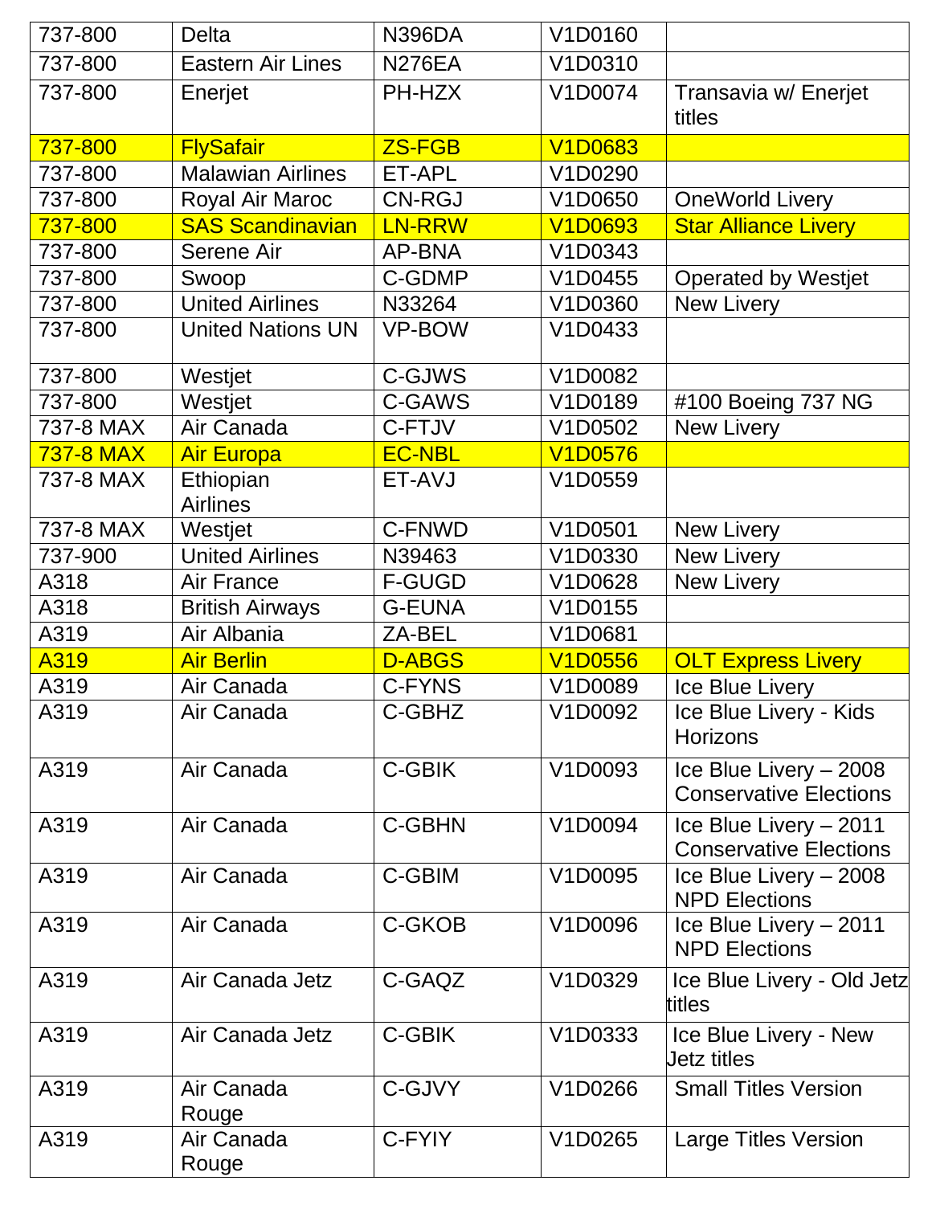| 737-800 | Delta | N396DA | V1D0160 | |
|---|---|---|---|---|
| 737-800 | Eastern Air Lines | N276EA | V1D0310 | |
| 737-800 | Enerjet | PH-HZX | V1D0074 | Transavia w/ Enerjet titles |
| 737-800 | FlySafair | ZS-FGB | V1D0683 | |
| 737-800 | Malawian Airlines | ET-APL | V1D0290 | |
| 737-800 | Royal Air Maroc | CN-RGJ | V1D0650 | OneWorld Livery |
| 737-800 | SAS Scandinavian | LN-RRW | V1D0693 | Star Alliance Livery |
| 737-800 | Serene Air | AP-BNA | V1D0343 | |
| 737-800 | Swoop | C-GDMP | V1D0455 | Operated by Westjet |
| 737-800 | United Airlines | N33264 | V1D0360 | New Livery |
| 737-800 | United Nations UN | VP-BOW | V1D0433 | |
| 737-800 | Westjet | C-GJWS | V1D0082 | |
| 737-800 | Westjet | C-GAWS | V1D0189 | #100 Boeing 737 NG |
| 737-8 MAX | Air Canada | C-FTJV | V1D0502 | New Livery |
| 737-8 MAX | Air Europa | EC-NBL | V1D0576 | |
| 737-8 MAX | Ethiopian Airlines | ET-AVJ | V1D0559 | |
| 737-8 MAX | Westjet | C-FNWD | V1D0501 | New Livery |
| 737-900 | United Airlines | N39463 | V1D0330 | New Livery |
| A318 | Air France | F-GUGD | V1D0628 | New Livery |
| A318 | British Airways | G-EUNA | V1D0155 | |
| A319 | Air Albania | ZA-BEL | V1D0681 | |
| A319 | Air Berlin | D-ABGS | V1D0556 | OLT Express Livery |
| A319 | Air Canada | C-FYNS | V1D0089 | Ice Blue Livery |
| A319 | Air Canada | C-GBHZ | V1D0092 | Ice Blue Livery - Kids Horizons |
| A319 | Air Canada | C-GBIK | V1D0093 | Ice Blue Livery – 2008 Conservative Elections |
| A319 | Air Canada | C-GBHN | V1D0094 | Ice Blue Livery – 2011 Conservative Elections |
| A319 | Air Canada | C-GBIM | V1D0095 | Ice Blue Livery – 2008 NPD Elections |
| A319 | Air Canada | C-GKOB | V1D0096 | Ice Blue Livery – 2011 NPD Elections |
| A319 | Air Canada Jetz | C-GAQZ | V1D0329 | Ice Blue Livery - Old Jetz titles |
| A319 | Air Canada Jetz | C-GBIK | V1D0333 | Ice Blue Livery - New Jetz titles |
| A319 | Air Canada Rouge | C-GJVY | V1D0266 | Small Titles Version |
| A319 | Air Canada Rouge | C-FYIY | V1D0265 | Large Titles Version |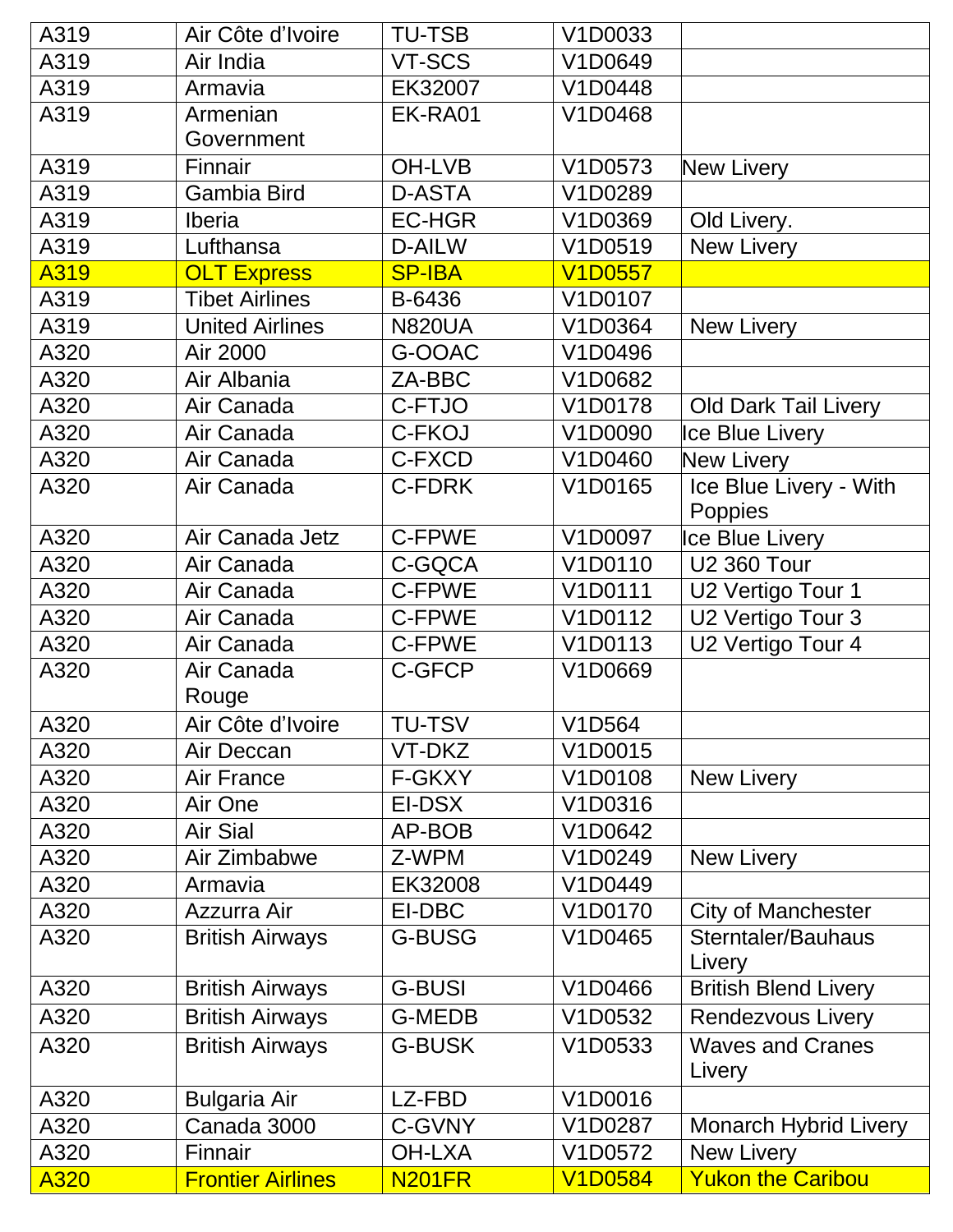| | | | | |
|---|---|---|---|---|
| A319 | Air Côte d’Ivoire | TU-TSB | V1D0033 | |
| A319 | Air India | VT-SCS | V1D0649 | |
| A319 | Armavia | EK32007 | V1D0448 | |
| A319 | Armenian Government | EK-RA01 | V1D0468 | |
| A319 | Finnair | OH-LVB | V1D0573 | New Livery |
| A319 | Gambia Bird | D-ASTA | V1D0289 | |
| A319 | Iberia | EC-HGR | V1D0369 | Old Livery. |
| A319 | Lufthansa | D-AILW | V1D0519 | New Livery |
| A319 | OLT Express | SP-IBA | V1D0557 | |
| A319 | Tibet Airlines | B-6436 | V1D0107 | |
| A319 | United Airlines | N820UA | V1D0364 | New Livery |
| A320 | Air 2000 | G-OOAC | V1D0496 | |
| A320 | Air Albania | ZA-BBC | V1D0682 | |
| A320 | Air Canada | C-FTJO | V1D0178 | Old Dark Tail Livery |
| A320 | Air Canada | C-FKOJ | V1D0090 | Ice Blue Livery |
| A320 | Air Canada | C-FXCD | V1D0460 | New Livery |
| A320 | Air Canada | C-FDRK | V1D0165 | Ice Blue Livery - With Poppies |
| A320 | Air Canada Jetz | C-FPWE | V1D0097 | Ice Blue Livery |
| A320 | Air Canada | C-GQCA | V1D0110 | U2 360 Tour |
| A320 | Air Canada | C-FPWE | V1D0111 | U2 Vertigo Tour 1 |
| A320 | Air Canada | C-FPWE | V1D0112 | U2 Vertigo Tour 3 |
| A320 | Air Canada | C-FPWE | V1D0113 | U2 Vertigo Tour 4 |
| A320 | Air Canada Rouge | C-GFCP | V1D0669 | |
| A320 | Air Côte d’Ivoire | TU-TSV | V1D564 | |
| A320 | Air Deccan | VT-DKZ | V1D0015 | |
| A320 | Air France | F-GKXY | V1D0108 | New Livery |
| A320 | Air One | EI-DSX | V1D0316 | |
| A320 | Air Sial | AP-BOB | V1D0642 | |
| A320 | Air Zimbabwe | Z-WPM | V1D0249 | New Livery |
| A320 | Armavia | EK32008 | V1D0449 | |
| A320 | Azzurra Air | EI-DBC | V1D0170 | City of Manchester |
| A320 | British Airways | G-BUSG | V1D0465 | Sterntaler/Bauhaus Livery |
| A320 | British Airways | G-BUSI | V1D0466 | British Blend Livery |
| A320 | British Airways | G-MEDB | V1D0532 | Rendezvous Livery |
| A320 | British Airways | G-BUSK | V1D0533 | Waves and Cranes Livery |
| A320 | Bulgaria Air | LZ-FBD | V1D0016 | |
| A320 | Canada 3000 | C-GVNY | V1D0287 | Monarch Hybrid Livery |
| A320 | Finnair | OH-LXA | V1D0572 | New Livery |
| A320 | Frontier Airlines | N201FR | V1D0584 | Yukon the Caribou |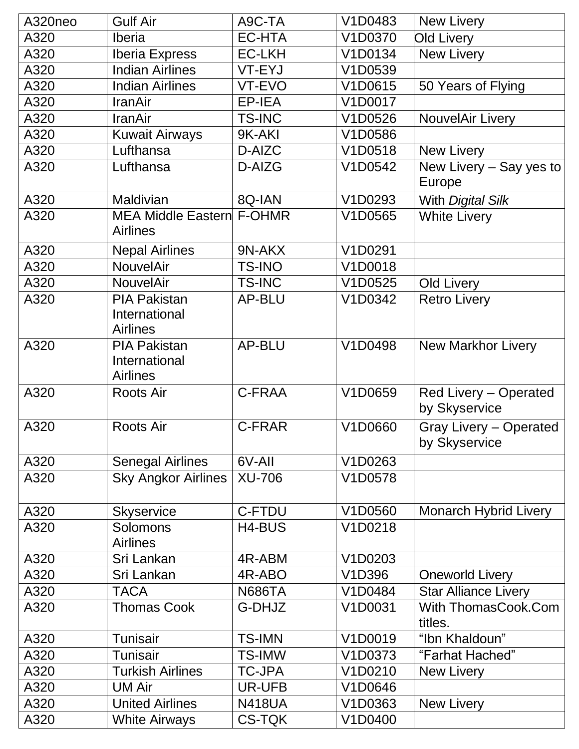| A320neo | Gulf Air | A9C-TA | V1D0483 | New Livery |
|---|---|---|---|---|
| A320 | Iberia | EC-HTA | V1D0370 | Old Livery |
| A320 | Iberia Express | EC-LKH | V1D0134 | New Livery |
| A320 | Indian Airlines | VT-EYJ | V1D0539 | |
| A320 | Indian Airlines | VT-EVO | V1D0615 | 50 Years of Flying |
| A320 | IranAir | EP-IEA | V1D0017 | |
| A320 | IranAir | TS-INC | V1D0526 | NouvelAir Livery |
| A320 | Kuwait Airways | 9K-AKI | V1D0586 | |
| A320 | Lufthansa | D-AIZC | V1D0518 | New Livery |
| A320 | Lufthansa | D-AIZG | V1D0542 | New Livery – Say yes to Europe |
| A320 | Maldivian | 8Q-IAN | V1D0293 | With *Digital Silk* |
| A320 | MEA Middle Eastern Airlines | F-OHMR | V1D0565 | White Livery |
| A320 | Nepal Airlines | 9N-AKX | V1D0291 | |
| A320 | NouvelAir | TS-INO | V1D0018 | |
| A320 | NouvelAir | TS-INC | V1D0525 | Old Livery |
| A320 | PIA Pakistan International Airlines | AP-BLU | V1D0342 | Retro Livery |
| A320 | PIA Pakistan International Airlines | AP-BLU | V1D0498 | New Markhor Livery |
| A320 | Roots Air | C-FRAA | V1D0659 | Red Livery – Operated by Skyservice |
| A320 | Roots Air | C-FRAR | V1D0660 | Gray Livery – Operated by Skyservice |
| A320 | Senegal Airlines | 6V-AII | V1D0263 | |
| A320 | Sky Angkor Airlines | XU-706 | V1D0578 | |
| A320 | Skyservice | C-FTDU | V1D0560 | Monarch Hybrid Livery |
| A320 | Solomons Airlines | H4-BUS | V1D0218 | |
| A320 | Sri Lankan | 4R-ABM | V1D0203 | |
| A320 | Sri Lankan | 4R-ABO | V1D396 | Oneworld Livery |
| A320 | TACA | N686TA | V1D0484 | Star Alliance Livery |
| A320 | Thomas Cook | G-DHJZ | V1D0031 | With ThomasCook.Com titles. |
| A320 | Tunisair | TS-IMN | V1D0019 | “Ibn Khaldoun” |
| A320 | Tunisair | TS-IMW | V1D0373 | “Farhat Hached” |
| A320 | Turkish Airlines | TC-JPA | V1D0210 | New Livery |
| A320 | UM Air | UR-UFB | V1D0646 | |
| A320 | United Airlines | N418UA | V1D0363 | New Livery |
| A320 | White Airways | CS-TQK | V1D0400 | |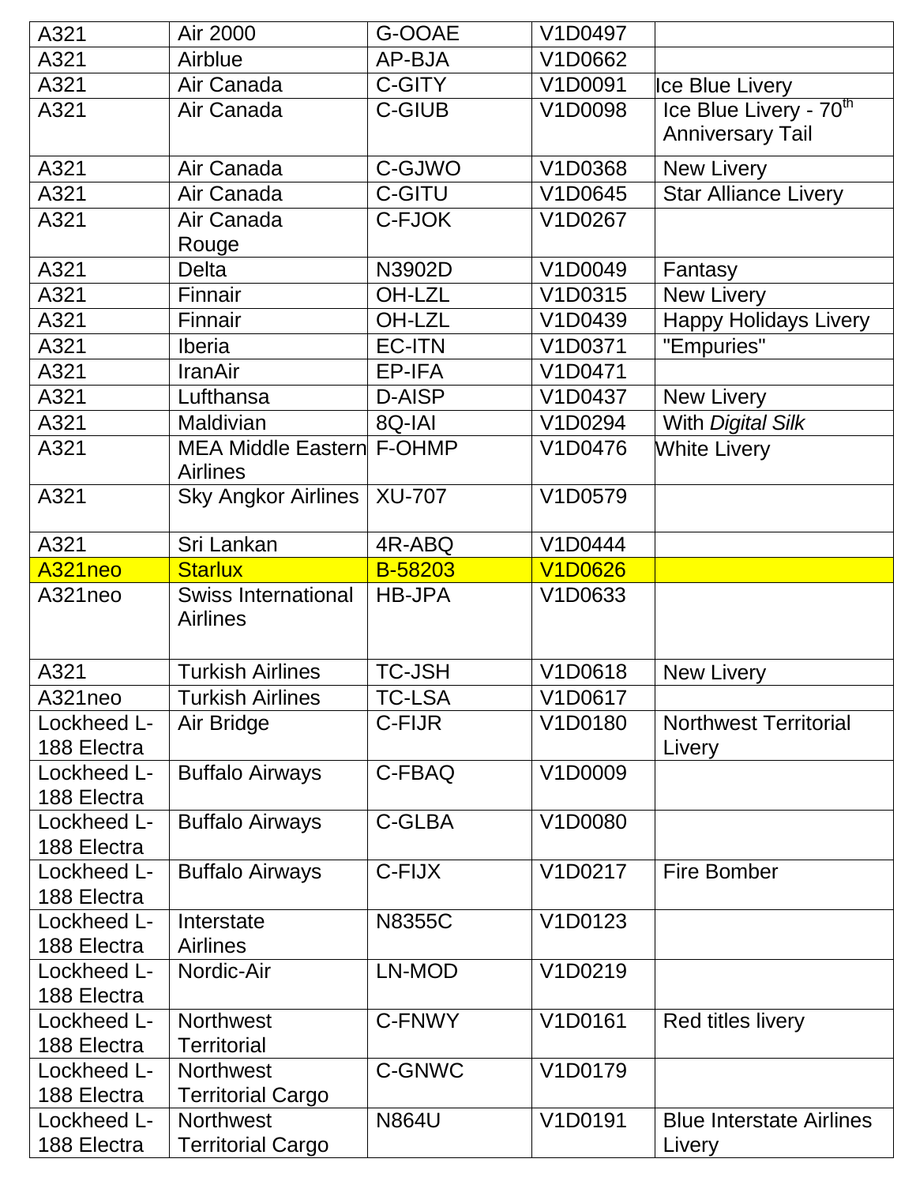| A321 | Air 2000 | G-OOAE | V1D0497 | |
|---|---|---|---|---|
| A321 | Airblue | AP-BJA | V1D0662 | |
| A321 | Air Canada | C-GITY | V1D0091 | Ice Blue Livery |
| A321 | Air Canada | C-GIUB | V1D0098 | Ice Blue Livery - 70th Anniversary Tail |
| A321 | Air Canada | C-GJWO | V1D0368 | New Livery |
| A321 | Air Canada | C-GITU | V1D0645 | Star Alliance Livery |
| A321 | Air Canada Rouge | C-FJOK | V1D0267 | |
| A321 | Delta | N3902D | V1D0049 | Fantasy |
| A321 | Finnair | OH-LZL | V1D0315 | New Livery |
| A321 | Finnair | OH-LZL | V1D0439 | Happy Holidays Livery |
| A321 | Iberia | EC-ITN | V1D0371 | "Empuries" |
| A321 | IranAir | EP-IFA | V1D0471 | |
| A321 | Lufthansa | D-AISP | V1D0437 | New Livery |
| A321 | Maldivian | 8Q-IAI | V1D0294 | With *Digital Silk* |
| A321 | MEA Middle Eastern Airlines | F-OHMP | V1D0476 | White Livery |
| A321 | Sky Angkor Airlines | XU-707 | V1D0579 | |
| A321 | Sri Lankan | 4R-ABQ | V1D0444 | |
| A321neo | Starlux | B-58203 | V1D0626 | |
| A321neo | Swiss International Airlines | HB-JPA | V1D0633 | |
| A321 | Turkish Airlines | TC-JSH | V1D0618 | New Livery |
| A321neo | Turkish Airlines | TC-LSA | V1D0617 | |
| Lockheed L-188 Electra | Air Bridge | C-FIJR | V1D0180 | Northwest Territorial Livery |
| Lockheed L-188 Electra | Buffalo Airways | C-FBAQ | V1D0009 | |
| Lockheed L-188 Electra | Buffalo Airways | C-GLBA | V1D0080 | |
| Lockheed L-188 Electra | Buffalo Airways | C-FIJX | V1D0217 | Fire Bomber |
| Lockheed L-188 Electra | Interstate Airlines | N8355C | V1D0123 | |
| Lockheed L-188 Electra | Nordic-Air | LN-MOD | V1D0219 | |
| Lockheed L-188 Electra | Northwest Territorial | C-FNWY | V1D0161 | Red titles livery |
| Lockheed L-188 Electra | Northwest Territorial Cargo | C-GNWC | V1D0179 | |
| Lockheed L-188 Electra | Northwest Territorial Cargo | N864U | V1D0191 | Blue Interstate Airlines Livery |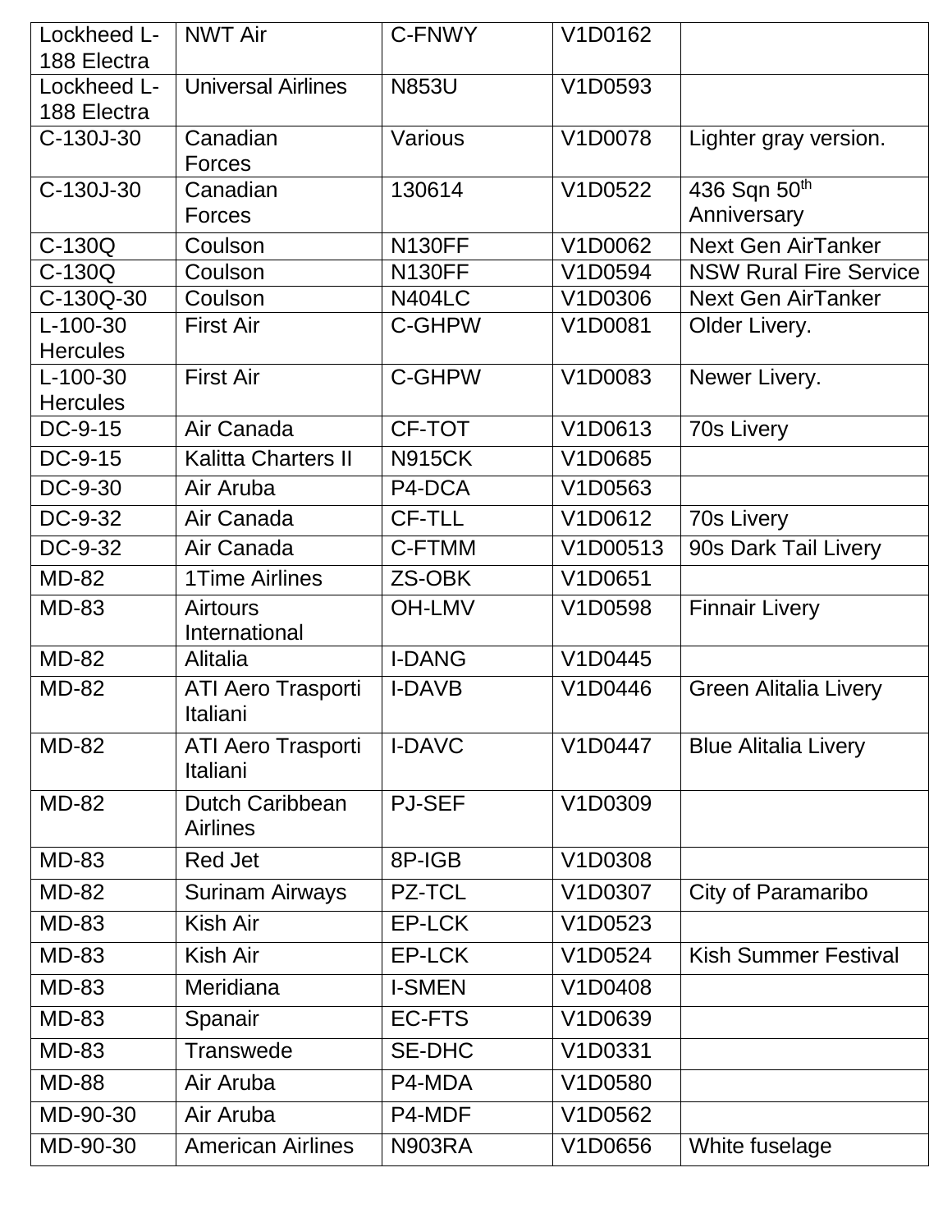| Lockheed L-188 Electra | NWT Air | C-FNWY | V1D0162 | |
|---|---|---|---|---|
| Lockheed L-188 Electra | Universal Airlines | N853U | V1D0593 | |
| C-130J-30 | Canadian Forces | Various | V1D0078 | Lighter gray version. |
| C-130J-30 | Canadian Forces | 130614 | V1D0522 | 436 Sqn 50th Anniversary |
| C-130Q | Coulson | N130FF | V1D0062 | Next Gen AirTanker |
| C-130Q | Coulson | N130FF | V1D0594 | NSW Rural Fire Service |
| C-130Q-30 | Coulson | N404LC | V1D0306 | Next Gen AirTanker |
| L-100-30 Hercules | First Air | C-GHPW | V1D0081 | Older Livery. |
| L-100-30 Hercules | First Air | C-GHPW | V1D0083 | Newer Livery. |
| DC-9-15 | Air Canada | CF-TOT | V1D0613 | 70s Livery |
| DC-9-15 | Kalitta Charters II | N915CK | V1D0685 | |
| DC-9-30 | Air Aruba | P4-DCA | V1D0563 | |
| DC-9-32 | Air Canada | CF-TLL | V1D0612 | 70s Livery |
| DC-9-32 | Air Canada | C-FTMM | V1D00513 | 90s Dark Tail Livery |
| MD-82 | 1Time Airlines | ZS-OBK | V1D0651 | |
| MD-83 | Airtours International | OH-LMV | V1D0598 | Finnair Livery |
| MD-82 | Alitalia | I-DANG | V1D0445 | |
| MD-82 | ATI Aero Trasporti Italiani | I-DAVB | V1D0446 | Green Alitalia Livery |
| MD-82 | ATI Aero Trasporti Italiani | I-DAVC | V1D0447 | Blue Alitalia Livery |
| MD-82 | Dutch Caribbean Airlines | PJ-SEF | V1D0309 | |
| MD-83 | Red Jet | 8P-IGB | V1D0308 | |
| MD-82 | Surinam Airways | PZ-TCL | V1D0307 | City of Paramaribo |
| MD-83 | Kish Air | EP-LCK | V1D0523 | |
| MD-83 | Kish Air | EP-LCK | V1D0524 | Kish Summer Festival |
| MD-83 | Meridiana | I-SMEN | V1D0408 | |
| MD-83 | Spanair | EC-FTS | V1D0639 | |
| MD-83 | Transwede | SE-DHC | V1D0331 | |
| MD-88 | Air Aruba | P4-MDA | V1D0580 | |
| MD-90-30 | Air Aruba | P4-MDF | V1D0562 | |
| MD-90-30 | American Airlines | N903RA | V1D0656 | White fuselage |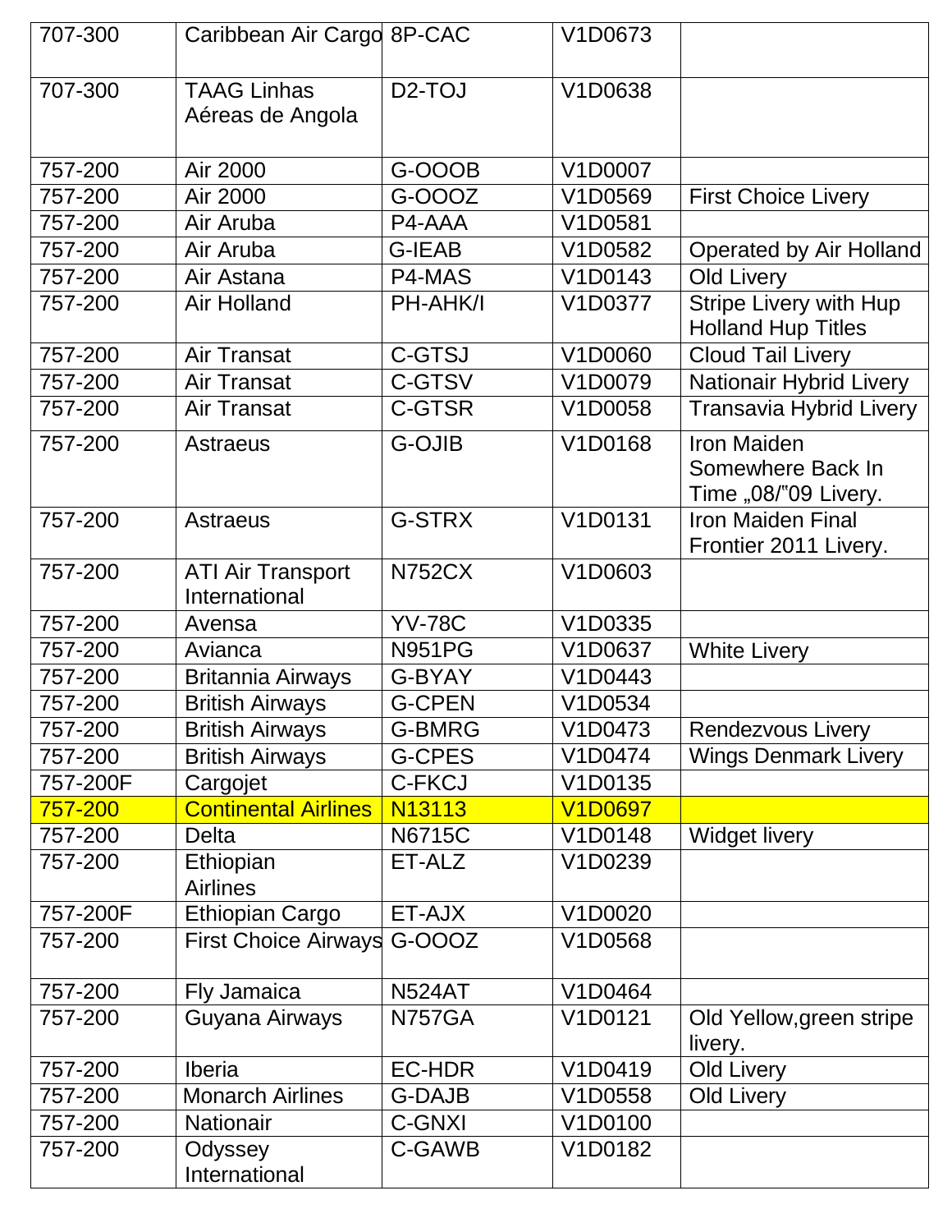| 707-300 | Caribbean Air Cargo | 8P-CAC | V1D0673 | |
|---|---|---|---|---|
| 707-300 | TAAG Linhas Aéreas de Angola | D2-TOJ | V1D0638 | |
| 757-200 | Air 2000 | G-OOOB | V1D0007 | |
| 757-200 | Air 2000 | G-OOOZ | V1D0569 | First Choice Livery |
| 757-200 | Air Aruba | P4-AAA | V1D0581 | |
| 757-200 | Air Aruba | G-IEAB | V1D0582 | Operated by Air Holland |
| 757-200 | Air Astana | P4-MAS | V1D0143 | Old Livery |
| 757-200 | Air Holland | PH-AHK/I | V1D0377 | Stripe Livery with Hup Holland Hup Titles |
| 757-200 | Air Transat | C-GTSJ | V1D0060 | Cloud Tail Livery |
| 757-200 | Air Transat | C-GTSV | V1D0079 | Nationair Hybrid Livery |
| 757-200 | Air Transat | C-GTSR | V1D0058 | Transavia Hybrid Livery |
| 757-200 | Astraeus | G-OJIB | V1D0168 | Iron Maiden Somewhere Back In Time „08/‟09 Livery. |
| 757-200 | Astraeus | G-STRX | V1D0131 | Iron Maiden Final Frontier 2011 Livery. |
| 757-200 | ATI Air Transport International | N752CX | V1D0603 | |
| 757-200 | Avensa | YV-78C | V1D0335 | |
| 757-200 | Avianca | N951PG | V1D0637 | White Livery |
| 757-200 | Britannia Airways | G-BYAY | V1D0443 | |
| 757-200 | British Airways | G-CPEN | V1D0534 | |
| 757-200 | British Airways | G-BMRG | V1D0473 | Rendezvous Livery |
| 757-200 | British Airways | G-CPES | V1D0474 | Wings Denmark Livery |
| 757-200F | Cargojet | C-FKCJ | V1D0135 | |
| 757-200 | Continental Airlines | N13113 | V1D0697 | |
| 757-200 | Delta | N6715C | V1D0148 | Widget livery |
| 757-200 | Ethiopian Airlines | ET-ALZ | V1D0239 | |
| 757-200F | Ethiopian Cargo | ET-AJX | V1D0020 | |
| 757-200 | First Choice Airways | G-OOOZ | V1D0568 | |
| 757-200 | Fly Jamaica | N524AT | V1D0464 | |
| 757-200 | Guyana Airways | N757GA | V1D0121 | Old Yellow,green stripe livery. |
| 757-200 | Iberia | EC-HDR | V1D0419 | Old Livery |
| 757-200 | Monarch Airlines | G-DAJB | V1D0558 | Old Livery |
| 757-200 | Nationair | C-GNXI | V1D0100 | |
| 757-200 | Odyssey International | C-GAWB | V1D0182 | |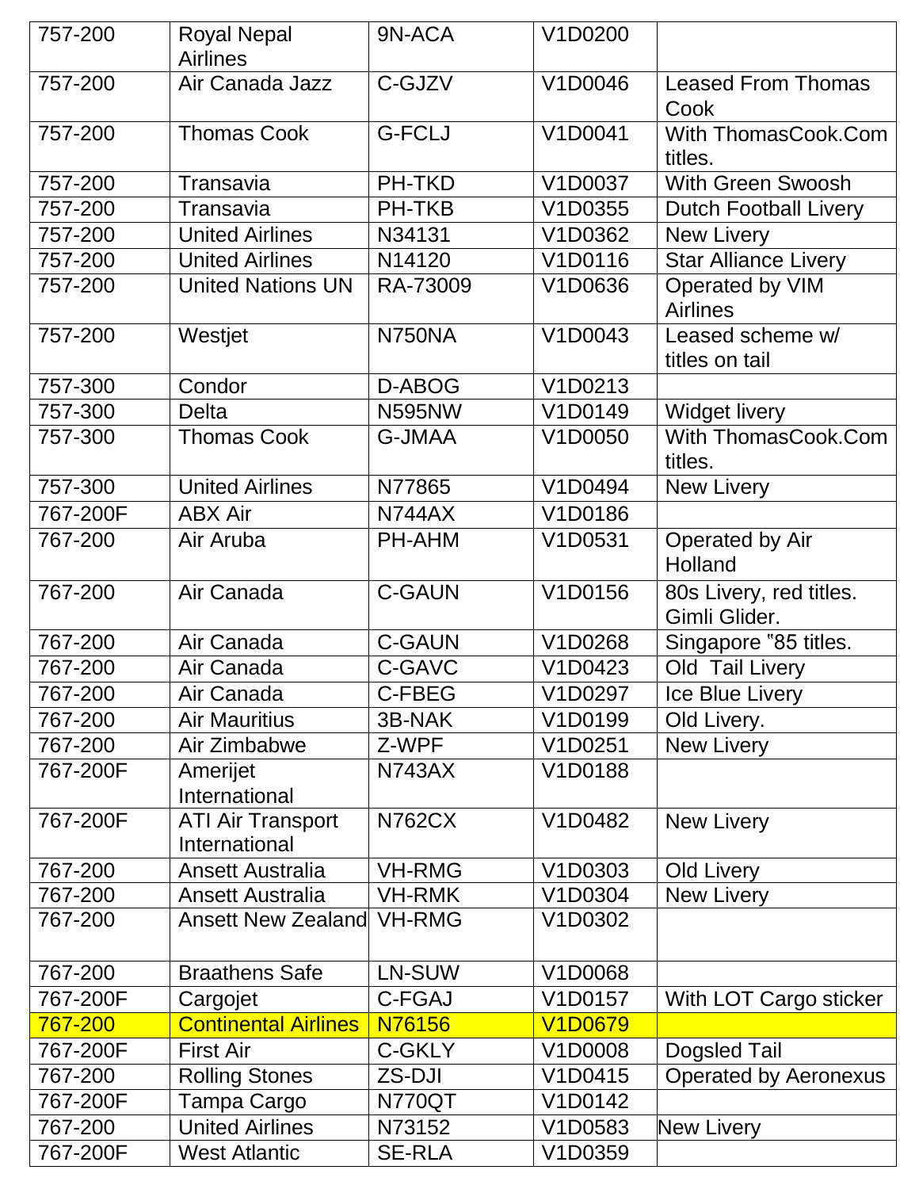| 757-200 | Royal Nepal Airlines | 9N-ACA | V1D0200 | |
|---|---|---|---|---|
| 757-200 | Air Canada Jazz | C-GJZV | V1D0046 | Leased From Thomas Cook |
| 757-200 | Thomas Cook | G-FCLJ | V1D0041 | With ThomasCook.Com titles. |
| 757-200 | Transavia | PH-TKD | V1D0037 | With Green Swoosh |
| 757-200 | Transavia | PH-TKB | V1D0355 | Dutch Football Livery |
| 757-200 | United Airlines | N34131 | V1D0362 | New Livery |
| 757-200 | United Airlines | N14120 | V1D0116 | Star Alliance Livery |
| 757-200 | United Nations UN | RA-73009 | V1D0636 | Operated by VIM Airlines |
| 757-200 | Westjet | N750NA | V1D0043 | Leased scheme w/ titles on tail |
| 757-300 | Condor | D-ABOG | V1D0213 | |
| 757-300 | Delta | N595NW | V1D0149 | Widget livery |
| 757-300 | Thomas Cook | G-JMAA | V1D0050 | With ThomasCook.Com titles. |
| 757-300 | United Airlines | N77865 | V1D0494 | New Livery |
| 767-200F | ABX Air | N744AX | V1D0186 | |
| 767-200 | Air Aruba | PH-AHM | V1D0531 | Operated by Air Holland |
| 767-200 | Air Canada | C-GAUN | V1D0156 | 80s Livery, red titles. Gimli Glider. |
| 767-200 | Air Canada | C-GAUN | V1D0268 | Singapore "85 titles. |
| 767-200 | Air Canada | C-GAVC | V1D0423 | Old Tail Livery |
| 767-200 | Air Canada | C-FBEG | V1D0297 | Ice Blue Livery |
| 767-200 | Air Mauritius | 3B-NAK | V1D0199 | Old Livery. |
| 767-200 | Air Zimbabwe | Z-WPF | V1D0251 | New Livery |
| 767-200F | Amerijet International | N743AX | V1D0188 | |
| 767-200F | ATI Air Transport International | N762CX | V1D0482 | New Livery |
| 767-200 | Ansett Australia | VH-RMG | V1D0303 | Old Livery |
| 767-200 | Ansett Australia | VH-RMK | V1D0304 | New Livery |
| 767-200 | Ansett New Zealand | VH-RMG | V1D0302 | |
| 767-200 | Braathens Safe | LN-SUW | V1D0068 | |
| 767-200F | Cargojet | C-FGAJ | V1D0157 | With LOT Cargo sticker |
| 767-200 | Continental Airlines | N76156 | V1D0679 | |
| 767-200F | First Air | C-GKLY | V1D0008 | Dogsled Tail |
| 767-200 | Rolling Stones | ZS-DJI | V1D0415 | Operated by Aeronexus |
| 767-200F | Tampa Cargo | N770QT | V1D0142 | |
| 767-200 | United Airlines | N73152 | V1D0583 | New Livery |
| 767-200F | West Atlantic | SE-RLA | V1D0359 | |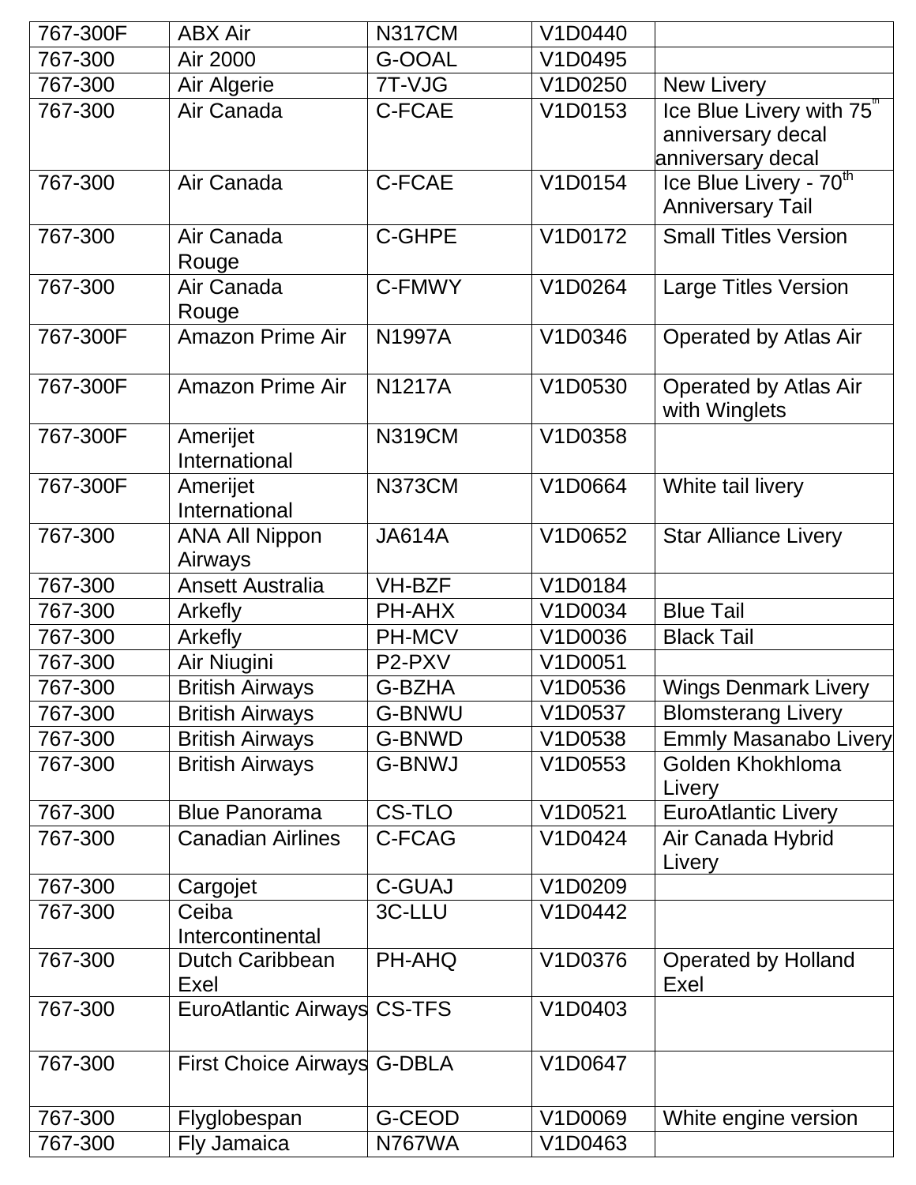| 767-300F | ABX Air | N317CM | V1D0440 | |
|---|---|---|---|---|
| 767-300 | Air 2000 | G-OOAL | V1D0495 | |
| 767-300 | Air Algerie | 7T-VJG | V1D0250 | New Livery |
| 767-300 | Air Canada | C-FCAE | V1D0153 | Ice Blue Livery with 75th anniversary decal anniversary decal |
| 767-300 | Air Canada | C-FCAE | V1D0154 | Ice Blue Livery - 70th Anniversary Tail |
| 767-300 | Air Canada Rouge | C-GHPE | V1D0172 | Small Titles Version |
| 767-300 | Air Canada Rouge | C-FMWY | V1D0264 | Large Titles Version |
| 767-300F | Amazon Prime Air | N1997A | V1D0346 | Operated by Atlas Air |
| 767-300F | Amazon Prime Air | N1217A | V1D0530 | Operated by Atlas Air with Winglets |
| 767-300F | Amerijet International | N319CM | V1D0358 | |
| 767-300F | Amerijet International | N373CM | V1D0664 | White tail livery |
| 767-300 | ANA All Nippon Airways | JA614A | V1D0652 | Star Alliance Livery |
| 767-300 | Ansett Australia | VH-BZF | V1D0184 | |
| 767-300 | Arkefly | PH-AHX | V1D0034 | Blue Tail |
| 767-300 | Arkefly | PH-MCV | V1D0036 | Black Tail |
| 767-300 | Air Niugini | P2-PXV | V1D0051 | |
| 767-300 | British Airways | G-BZHA | V1D0536 | Wings Denmark Livery |
| 767-300 | British Airways | G-BNWU | V1D0537 | Blomsterang Livery |
| 767-300 | British Airways | G-BNWD | V1D0538 | Emmly Masanabo Livery |
| 767-300 | British Airways | G-BNWJ | V1D0553 | Golden Khokhloma Livery |
| 767-300 | Blue Panorama | CS-TLO | V1D0521 | EuroAtlantic Livery |
| 767-300 | Canadian Airlines | C-FCAG | V1D0424 | Air Canada Hybrid Livery |
| 767-300 | Cargojet | C-GUAJ | V1D0209 | |
| 767-300 | Ceiba Intercontinental | 3C-LLU | V1D0442 | |
| 767-300 | Dutch Caribbean Exel | PH-AHQ | V1D0376 | Operated by Holland Exel |
| 767-300 | EuroAtlantic Airways | CS-TFS | V1D0403 | |
| 767-300 | First Choice Airways | G-DBLA | V1D0647 | |
| 767-300 | Flyglobespan | G-CEOD | V1D0069 | White engine version |
| 767-300 | Fly Jamaica | N767WA | V1D0463 | |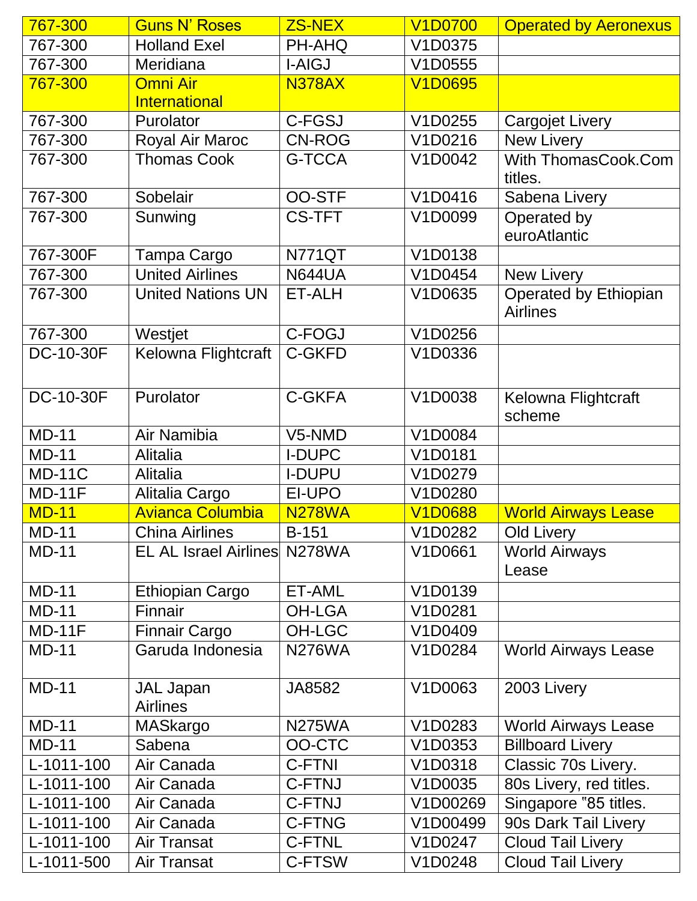| 767-300 | Guns N' Roses | ZS-NEX | V1D0700 | Operated by Aeronexus |
|---|---|---|---|---|
| 767-300 | Holland Exel | PH-AHQ | V1D0375 | |
| 767-300 | Meridiana | I-AIGJ | V1D0555 | |
| 767-300 | Omni Air International | N378AX | V1D0695 | |
| 767-300 | Purolator | C-FGSJ | V1D0255 | Cargojet Livery |
| 767-300 | Royal Air Maroc | CN-ROG | V1D0216 | New Livery |
| 767-300 | Thomas Cook | G-TCCA | V1D0042 | With ThomasCook.Com titles. |
| 767-300 | Sobelair | OO-STF | V1D0416 | Sabena Livery |
| 767-300 | Sunwing | CS-TFT | V1D0099 | Operated by euroAtlantic |
| 767-300F | Tampa Cargo | N771QT | V1D0138 | |
| 767-300 | United Airlines | N644UA | V1D0454 | New Livery |
| 767-300 | United Nations UN | ET-ALH | V1D0635 | Operated by Ethiopian Airlines |
| 767-300 | Westjet | C-FOGJ | V1D0256 | |
| DC-10-30F | Kelowna Flightcraft | C-GKFD | V1D0336 | |
| DC-10-30F | Purolator | C-GKFA | V1D0038 | Kelowna Flightcraft scheme |
| MD-11 | Air Namibia | V5-NMD | V1D0084 | |
| MD-11 | Alitalia | I-DUPC | V1D0181 | |
| MD-11C | Alitalia | I-DUPU | V1D0279 | |
| MD-11F | Alitalia Cargo | EI-UPO | V1D0280 | |
| MD-11 | Avianca Columbia | N278WA | V1D0688 | World Airways Lease |
| MD-11 | China Airlines | B-151 | V1D0282 | Old Livery |
| MD-11 | EL AL Israel Airlines | N278WA | V1D0661 | World Airways Lease |
| MD-11 | Ethiopian Cargo | ET-AML | V1D0139 | |
| MD-11 | Finnair | OH-LGA | V1D0281 | |
| MD-11F | Finnair Cargo | OH-LGC | V1D0409 | |
| MD-11 | Garuda Indonesia | N276WA | V1D0284 | World Airways Lease |
| MD-11 | JAL Japan Airlines | JA8582 | V1D0063 | 2003 Livery |
| MD-11 | MASkargo | N275WA | V1D0283 | World Airways Lease |
| MD-11 | Sabena | OO-CTC | V1D0353 | Billboard Livery |
| L-1011-100 | Air Canada | C-FTNI | V1D0318 | Classic 70s Livery. |
| L-1011-100 | Air Canada | C-FTNJ | V1D0035 | 80s Livery, red titles. |
| L-1011-100 | Air Canada | C-FTNJ | V1D00269 | Singapore "85 titles. |
| L-1011-100 | Air Canada | C-FTNG | V1D00499 | 90s Dark Tail Livery |
| L-1011-100 | Air Transat | C-FTNL | V1D0247 | Cloud Tail Livery |
| L-1011-500 | Air Transat | C-FTSW | V1D0248 | Cloud Tail Livery |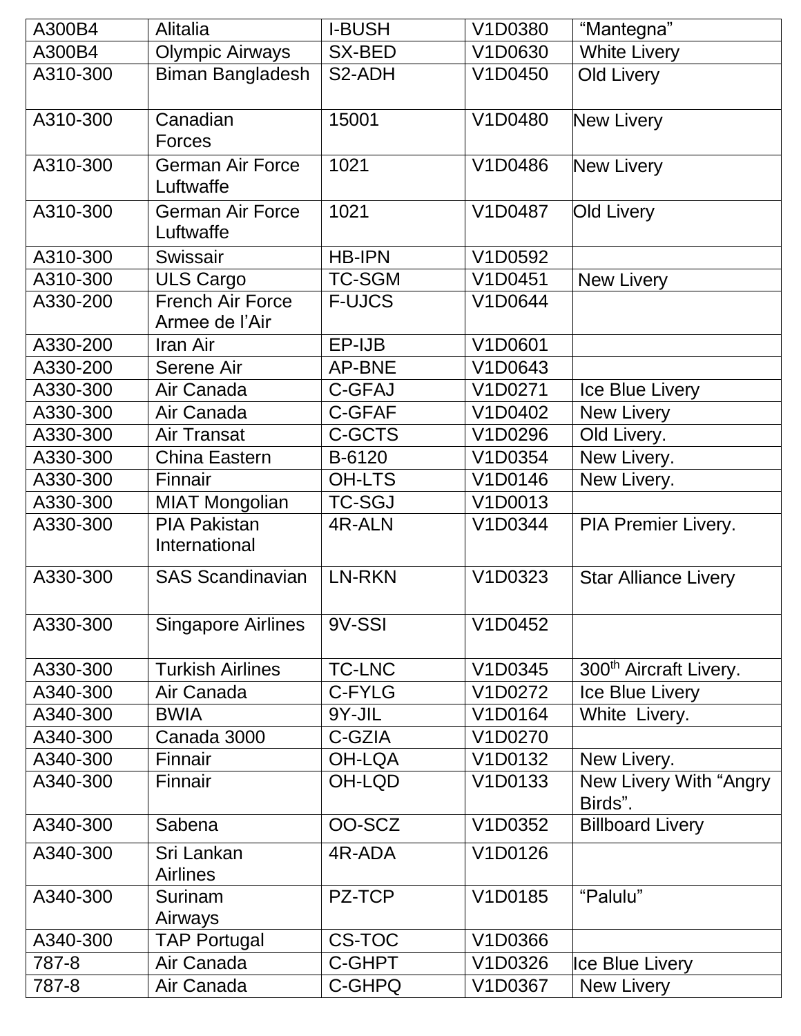| A300B4 | Alitalia | I-BUSH | V1D0380 | “Mantegna” |
|---|---|---|---|---|
| A300B4 | Olympic Airways | SX-BED | V1D0630 | White Livery |
| A310-300 | Biman Bangladesh | S2-ADH | V1D0450 | Old Livery |
| A310-300 | Canadian Forces | 15001 | V1D0480 | New Livery |
| A310-300 | German Air Force Luftwaffe | 1021 | V1D0486 | New Livery |
| A310-300 | German Air Force Luftwaffe | 1021 | V1D0487 | Old Livery |
| A310-300 | Swissair | HB-IPN | V1D0592 | |
| A310-300 | ULS Cargo | TC-SGM | V1D0451 | New Livery |
| A330-200 | French Air Force Armee de l’Air | F-UJCS | V1D0644 | |
| A330-200 | Iran Air | EP-IJB | V1D0601 | |
| A330-200 | Serene Air | AP-BNE | V1D0643 | |
| A330-300 | Air Canada | C-GFAJ | V1D0271 | Ice Blue Livery |
| A330-300 | Air Canada | C-GFAF | V1D0402 | New Livery |
| A330-300 | Air Transat | C-GCTS | V1D0296 | Old Livery. |
| A330-300 | China Eastern | B-6120 | V1D0354 | New Livery. |
| A330-300 | Finnair | OH-LTS | V1D0146 | New Livery. |
| A330-300 | MIAT Mongolian | TC-SGJ | V1D0013 | |
| A330-300 | PIA Pakistan International | 4R-ALN | V1D0344 | PIA Premier Livery. |
| A330-300 | SAS Scandinavian | LN-RKN | V1D0323 | Star Alliance Livery |
| A330-300 | Singapore Airlines | 9V-SSI | V1D0452 | |
| A330-300 | Turkish Airlines | TC-LNC | V1D0345 | 300th Aircraft Livery. |
| A340-300 | Air Canada | C-FYLG | V1D0272 | Ice Blue Livery |
| A340-300 | BWIA | 9Y-JIL | V1D0164 | White Livery. |
| A340-300 | Canada 3000 | C-GZIA | V1D0270 | |
| A340-300 | Finnair | OH-LQA | V1D0132 | New Livery. |
| A340-300 | Finnair | OH-LQD | V1D0133 | New Livery With “Angry Birds”. |
| A340-300 | Sabena | OO-SCZ | V1D0352 | Billboard Livery |
| A340-300 | Sri Lankan Airlines | 4R-ADA | V1D0126 | |
| A340-300 | Surinam Airways | PZ-TCP | V1D0185 | “Palulu” |
| A340-300 | TAP Portugal | CS-TOC | V1D0366 | |
| 787-8 | Air Canada | C-GHPT | V1D0326 | Ice Blue Livery |
| 787-8 | Air Canada | C-GHPQ | V1D0367 | New Livery |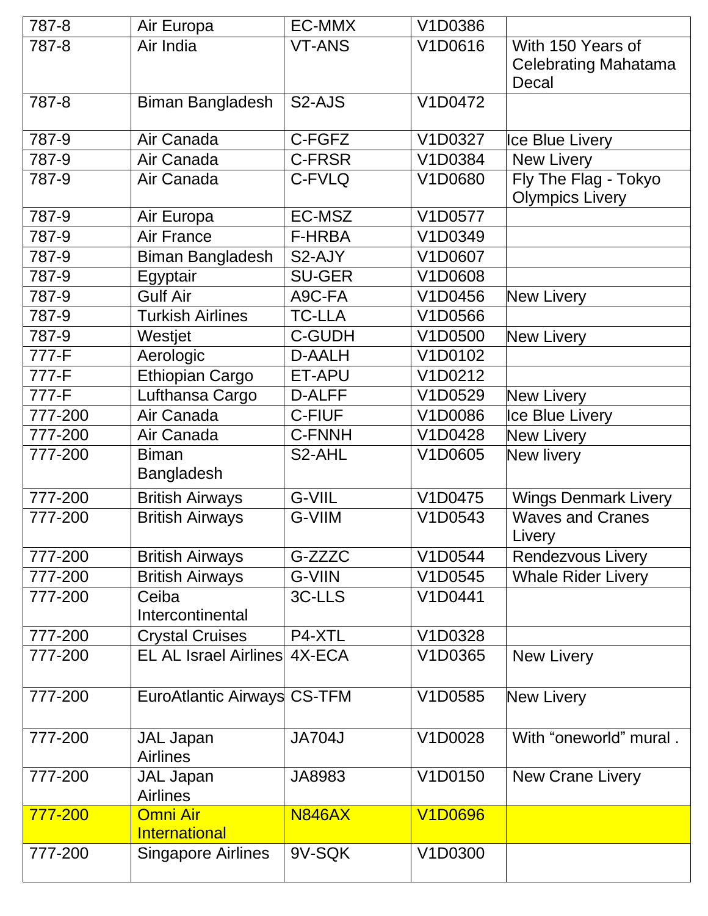| 787-8 | Air Europa | EC-MMX | V1D0386 | |
|---|---|---|---|---|
| 787-8 | Air India | VT-ANS | V1D0616 | With 150 Years of Celebrating Mahatama Decal |
| 787-8 | Biman Bangladesh | S2-AJS | V1D0472 | |
| 787-9 | Air Canada | C-FGFZ | V1D0327 | Ice Blue Livery |
| 787-9 | Air Canada | C-FRSR | V1D0384 | New Livery |
| 787-9 | Air Canada | C-FVLQ | V1D0680 | Fly The Flag - Tokyo Olympics Livery |
| 787-9 | Air Europa | EC-MSZ | V1D0577 | |
| 787-9 | Air France | F-HRBA | V1D0349 | |
| 787-9 | Biman Bangladesh | S2-AJY | V1D0607 | |
| 787-9 | Egyptair | SU-GER | V1D0608 | |
| 787-9 | Gulf Air | A9C-FA | V1D0456 | New Livery |
| 787-9 | Turkish Airlines | TC-LLA | V1D0566 | |
| 787-9 | Westjet | C-GUDH | V1D0500 | New Livery |
| 777-F | Aerologic | D-AALH | V1D0102 | |
| 777-F | Ethiopian Cargo | ET-APU | V1D0212 | |
| 777-F | Lufthansa Cargo | D-ALFF | V1D0529 | New Livery |
| 777-200 | Air Canada | C-FIUF | V1D0086 | Ice Blue Livery |
| 777-200 | Air Canada | C-FNNH | V1D0428 | New Livery |
| 777-200 | Biman Bangladesh | S2-AHL | V1D0605 | New livery |
| 777-200 | British Airways | G-VIIL | V1D0475 | Wings Denmark Livery |
| 777-200 | British Airways | G-VIIM | V1D0543 | Waves and Cranes Livery |
| 777-200 | British Airways | G-ZZZC | V1D0544 | Rendezvous Livery |
| 777-200 | British Airways | G-VIIN | V1D0545 | Whale Rider Livery |
| 777-200 | Ceiba Intercontinental | 3C-LLS | V1D0441 | |
| 777-200 | Crystal Cruises | P4-XTL | V1D0328 | |
| 777-200 | EL AL Israel Airlines | 4X-ECA | V1D0365 | New Livery |
| 777-200 | EuroAtlantic Airways | CS-TFM | V1D0585 | New Livery |
| 777-200 | JAL Japan Airlines | JA704J | V1D0028 | With “oneworld” mural . |
| 777-200 | JAL Japan Airlines | JA8983 | V1D0150 | New Crane Livery |
| 777-200 | Omni Air International | N846AX | V1D0696 | |
| 777-200 | Singapore Airlines | 9V-SQK | V1D0300 | |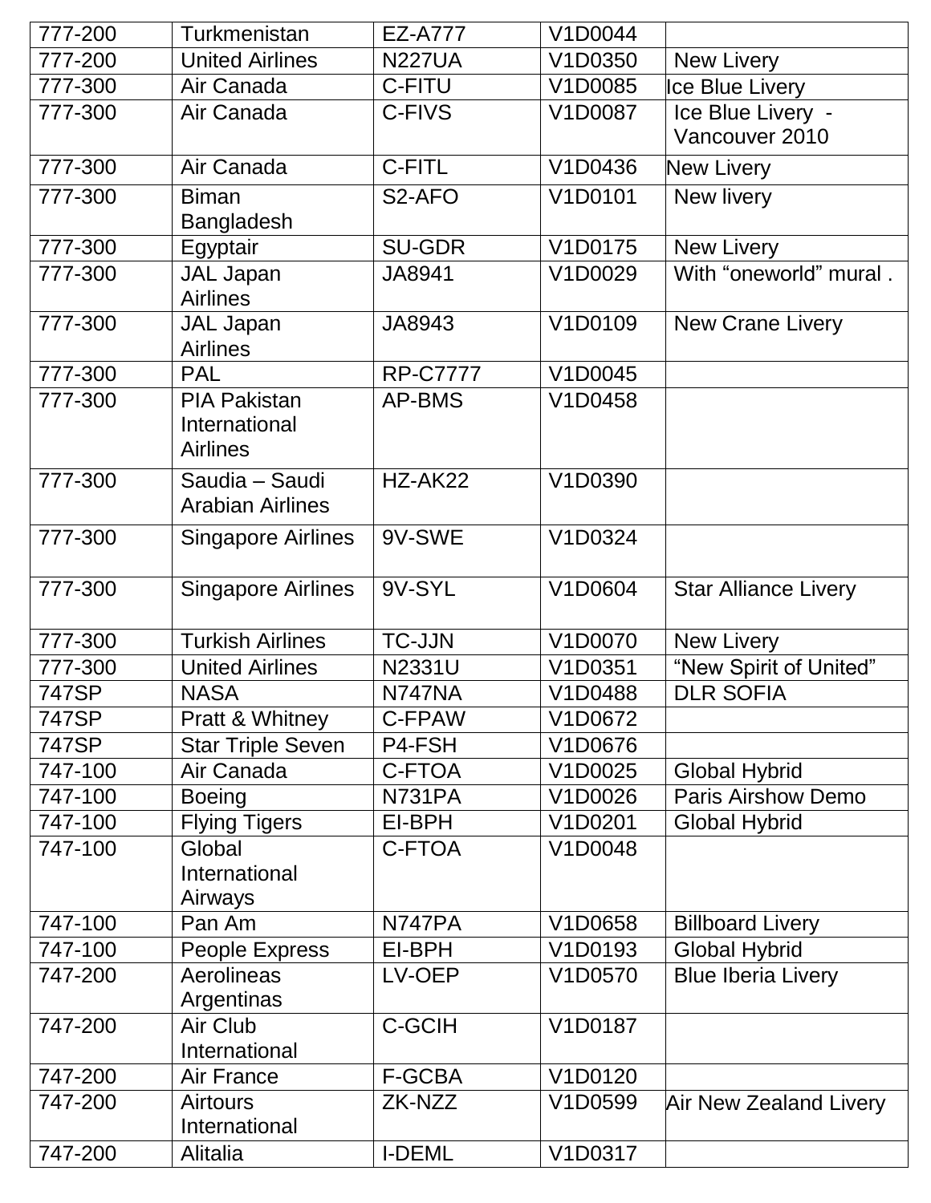| | | | | |
|---|---|---|---|---|
| 777-200 | Turkmenistan | EZ-A777 | V1D0044 | |
| 777-200 | United Airlines | N227UA | V1D0350 | New Livery |
| 777-300 | Air Canada | C-FITU | V1D0085 | Ice Blue Livery |
| 777-300 | Air Canada | C-FIVS | V1D0087 | Ice Blue Livery - Vancouver 2010 |
| 777-300 | Air Canada | C-FITL | V1D0436 | New Livery |
| 777-300 | Biman Bangladesh | S2-AFO | V1D0101 | New livery |
| 777-300 | Egyptair | SU-GDR | V1D0175 | New Livery |
| 777-300 | JAL Japan Airlines | JA8941 | V1D0029 | With “oneworld” mural . |
| 777-300 | JAL Japan Airlines | JA8943 | V1D0109 | New Crane Livery |
| 777-300 | PAL | RP-C7777 | V1D0045 | |
| 777-300 | PIA Pakistan International Airlines | AP-BMS | V1D0458 | |
| 777-300 | Saudia – Saudi Arabian Airlines | HZ-AK22 | V1D0390 | |
| 777-300 | Singapore Airlines | 9V-SWE | V1D0324 | |
| 777-300 | Singapore Airlines | 9V-SYL | V1D0604 | Star Alliance Livery |
| 777-300 | Turkish Airlines | TC-JJN | V1D0070 | New Livery |
| 777-300 | United Airlines | N2331U | V1D0351 | “New Spirit of United” |
| 747SP | NASA | N747NA | V1D0488 | DLR SOFIA |
| 747SP | Pratt & Whitney | C-FPAW | V1D0672 | |
| 747SP | Star Triple Seven | P4-FSH | V1D0676 | |
| 747-100 | Air Canada | C-FTOA | V1D0025 | Global Hybrid |
| 747-100 | Boeing | N731PA | V1D0026 | Paris Airshow Demo |
| 747-100 | Flying Tigers | EI-BPH | V1D0201 | Global Hybrid |
| 747-100 | Global International Airways | C-FTOA | V1D0048 | |
| 747-100 | Pan Am | N747PA | V1D0658 | Billboard Livery |
| 747-100 | People Express | EI-BPH | V1D0193 | Global Hybrid |
| 747-200 | Aerolineas Argentinas | LV-OEP | V1D0570 | Blue Iberia Livery |
| 747-200 | Air Club International | C-GCIH | V1D0187 | |
| 747-200 | Air France | F-GCBA | V1D0120 | |
| 747-200 | Airtours International | ZK-NZZ | V1D0599 | Air New Zealand Livery |
| 747-200 | Alitalia | I-DEML | V1D0317 | |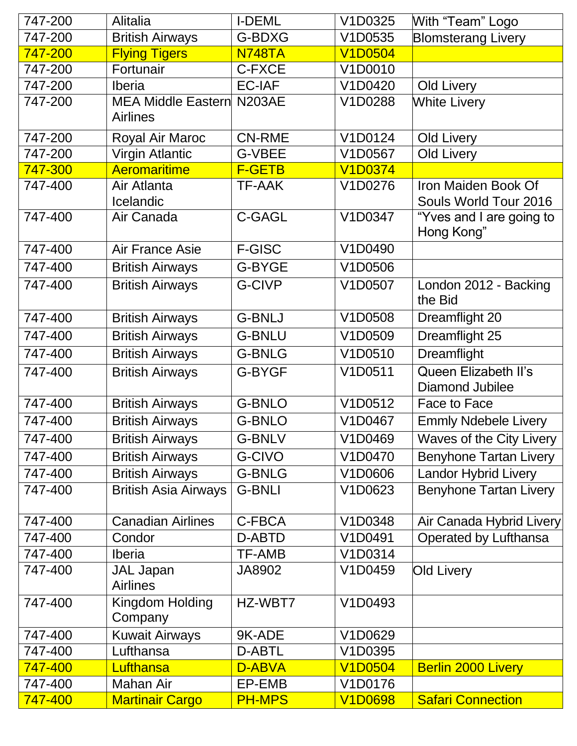| 747-200 | Alitalia | I-DEML | V1D0325 | With “Team” Logo |
|---|---|---|---|---|
| 747-200 | British Airways | G-BDXG | V1D0535 | Blomsterang Livery |
| 747-200 | Flying Tigers | N748TA | V1D0504 | |
| 747-200 | Fortunair | C-FXCE | V1D0010 | |
| 747-200 | Iberia | EC-IAF | V1D0420 | Old Livery |
| 747-200 | MEA Middle Eastern Airlines | N203AE | V1D0288 | White Livery |
| 747-200 | Royal Air Maroc | CN-RME | V1D0124 | Old Livery |
| 747-200 | Virgin Atlantic | G-VBEE | V1D0567 | Old Livery |
| 747-300 | Aeromaritime | F-GETB | V1D0374 | |
| 747-400 | Air Atlanta Icelandic | TF-AAK | V1D0276 | Iron Maiden Book Of Souls World Tour 2016 |
| 747-400 | Air Canada | C-GAGL | V1D0347 | “Yves and I are going to Hong Kong” |
| 747-400 | Air France Asie | F-GISC | V1D0490 | |
| 747-400 | British Airways | G-BYGE | V1D0506 | |
| 747-400 | British Airways | G-CIVP | V1D0507 | London 2012 - Backing the Bid |
| 747-400 | British Airways | G-BNLJ | V1D0508 | Dreamflight 20 |
| 747-400 | British Airways | G-BNLU | V1D0509 | Dreamflight 25 |
| 747-400 | British Airways | G-BNLG | V1D0510 | Dreamflight |
| 747-400 | British Airways | G-BYGF | V1D0511 | Queen Elizabeth II’s Diamond Jubilee |
| 747-400 | British Airways | G-BNLO | V1D0512 | Face to Face |
| 747-400 | British Airways | G-BNLO | V1D0467 | Emmly Ndebele Livery |
| 747-400 | British Airways | G-BNLV | V1D0469 | Waves of the City Livery |
| 747-400 | British Airways | G-CIVO | V1D0470 | Benyhone Tartan Livery |
| 747-400 | British Airways | G-BNLG | V1D0606 | Landor Hybrid Livery |
| 747-400 | British Asia Airways | G-BNLI | V1D0623 | Benyhone Tartan Livery |
| 747-400 | Canadian Airlines | C-FBCA | V1D0348 | Air Canada Hybrid Livery |
| 747-400 | Condor | D-ABTD | V1D0491 | Operated by Lufthansa |
| 747-400 | Iberia | TF-AMB | V1D0314 | |
| 747-400 | JAL Japan Airlines | JA8902 | V1D0459 | Old Livery |
| 747-400 | Kingdom Holding Company | HZ-WBT7 | V1D0493 | |
| 747-400 | Kuwait Airways | 9K-ADE | V1D0629 | |
| 747-400 | Lufthansa | D-ABTL | V1D0395 | |
| 747-400 | Lufthansa | D-ABVA | V1D0504 | Berlin 2000 Livery |
| 747-400 | Mahan Air | EP-EMB | V1D0176 | |
| 747-400 | Martinair Cargo | PH-MPS | V1D0698 | Safari Connection |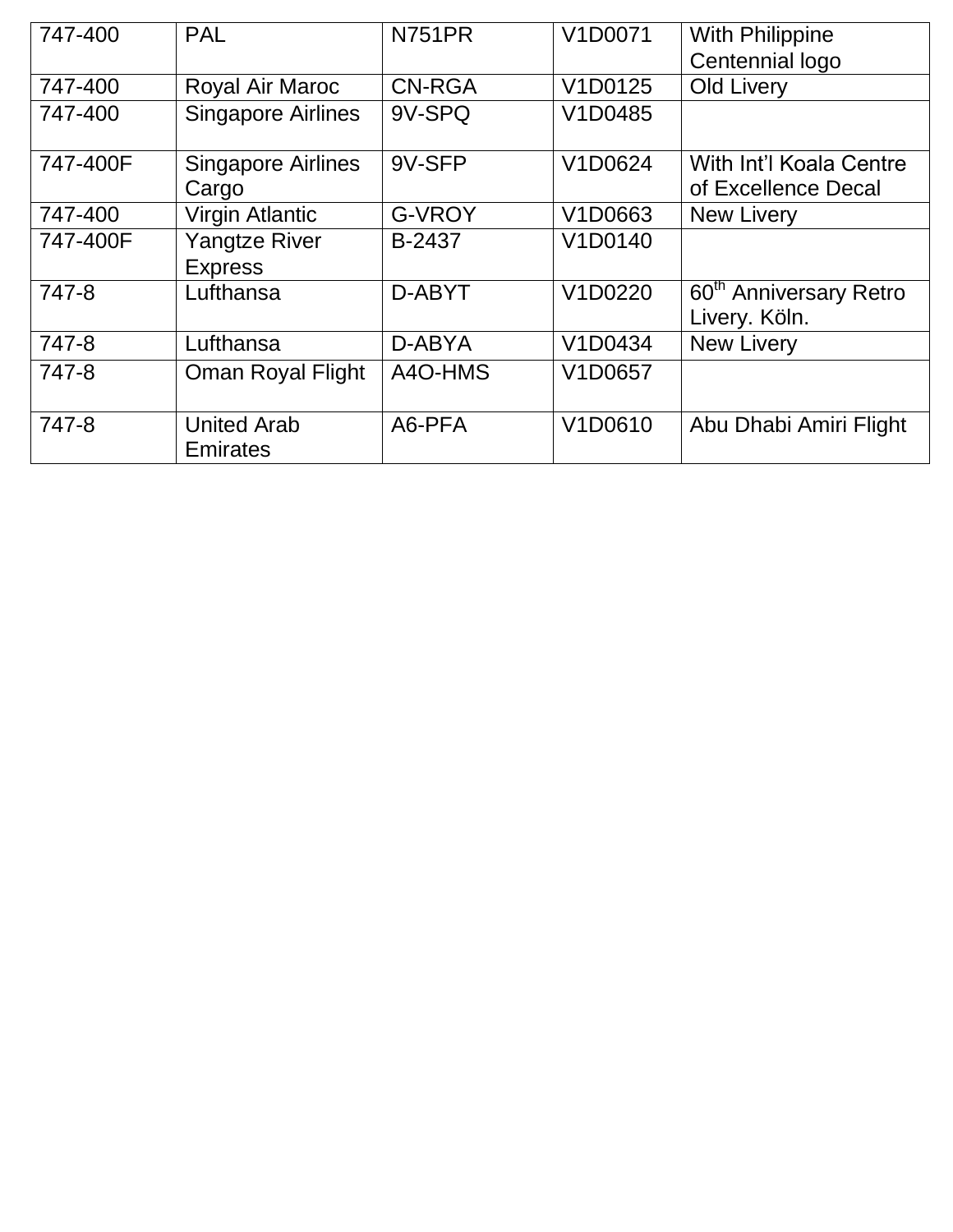| | | | | |
|---|---|---|---|---|
| 747-400 | PAL | N751PR | V1D0071 | With Philippine Centennial logo |
| 747-400 | Royal Air Maroc | CN-RGA | V1D0125 | Old Livery |
| 747-400 | Singapore Airlines | 9V-SPQ | V1D0485 | |
| 747-400F | Singapore Airlines Cargo | 9V-SFP | V1D0624 | With Int'l Koala Centre of Excellence Decal |
| 747-400 | Virgin Atlantic | G-VROY | V1D0663 | New Livery |
| 747-400F | Yangtze River Express | B-2437 | V1D0140 | |
| 747-8 | Lufthansa | D-ABYT | V1D0220 | 60th Anniversary Retro Livery. Köln. |
| 747-8 | Lufthansa | D-ABYA | V1D0434 | New Livery |
| 747-8 | Oman Royal Flight | A4O-HMS | V1D0657 | |
| 747-8 | United Arab Emirates | A6-PFA | V1D0610 | Abu Dhabi Amiri Flight |